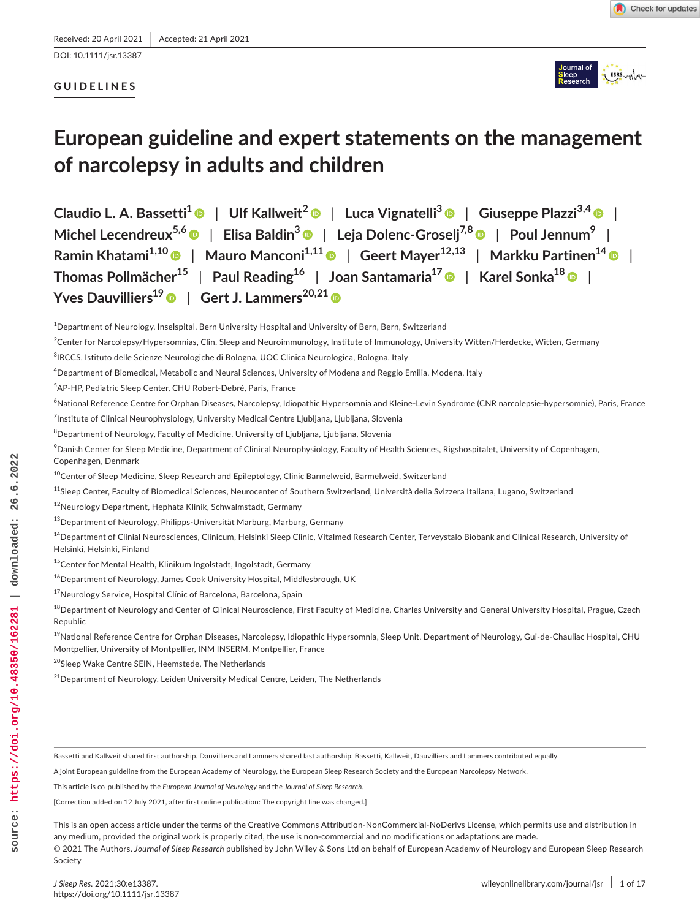Received: 20 April 2021 | Accepted: 21 April 2021

DOI: 10.1111/jsr.13387

GUIDELINES

# European guideline and expert statements on the management of narcolepsy in adults and children

Claudio L. A. Bassetti[1] | Ulf Kallweit[2] | Luca Vignatelli[3] | Giuseppe Plazzi[3,4] | Michel Lecendreux[5,6] | Elisa Baldin[3] | Leja Dolenc-Groselj[7,8] | Poul Jennum[9] | Ramin Khatami[1,10] | Mauro Manconi[1,11] | Geert Mayer[12,13] | Markku Partinen[14] | Thomas Pollmächer[15] | Paul Reading[16] | Joan Santamaria[17] | Karel Sonka[18] | Yves Dauvilliers[19] | Gert J. Lammers[20,21]

[1]Department of Neurology, Inselspital, Bern University Hospital and University of Bern, Bern, Switzerland

[2]Center for Narcolepsy/Hypersomnias, Clin. Sleep and Neuroimmunology, Institute of Immunology, University Witten/Herdecke, Witten, Germany

[3]IRCCS, Istituto delle Scienze Neurologiche di Bologna, UOC Clinica Neurologica, Bologna, Italy

[4]Department of Biomedical, Metabolic and Neural Sciences, University of Modena and Reggio Emilia, Modena, Italy

[5]AP-HP, Pediatric Sleep Center, CHU Robert-Debré, Paris, France

[6]National Reference Centre for Orphan Diseases, Narcolepsy, Idiopathic Hypersomnia and Kleine-Levin Syndrome (CNR narcolepsie-hypersomnie), Paris, France

[7]Institute of Clinical Neurophysiology, University Medical Centre Ljubljana, Ljubljana, Slovenia

[8]Department of Neurology, Faculty of Medicine, University of Ljubljana, Ljubljana, Slovenia

[9]Danish Center for Sleep Medicine, Department of Clinical Neurophysiology, Faculty of Health Sciences, Rigshospitalet, University of Copenhagen, Copenhagen, Denmark

[10]Center of Sleep Medicine, Sleep Research and Epileptology, Clinic Barmelweid, Barmelweid, Switzerland

[11]Sleep Center, Faculty of Biomedical Sciences, Neurocenter of Southern Switzerland, Università della Svizzera Italiana, Lugano, Switzerland

[12]Neurology Department, Hephata Klinik, Schwalmstadt, Germany

[13]Department of Neurology, Philipps-Universität Marburg, Marburg, Germany

[14]Department of Clinial Neurosciences, Clinicum, Helsinki Sleep Clinic, Vitalmed Research Center, Terveystalo Biobank and Clinical Research, University of Helsinki, Helsinki, Finland

[15]Center for Mental Health, Klinikum Ingolstadt, Ingolstadt, Germany

[16]Department of Neurology, James Cook University Hospital, Middlesbrough, UK

[17]Neurology Service, Hospital Clínic de Barcelona, Barcelona, Spain

[18]Department of Neurology and Center of Clinical Neuroscience, First Faculty of Medicine, Charles University and General University Hospital, Prague, Czech Republic

[19]National Reference Centre for Orphan Diseases, Narcolepsy, Idiopathic Hypersomnia, Sleep Unit, Department of Neurology, Gui-de-Chauliac Hospital, CHU Montpellier, University of Montpellier, INM INSERM, Montpellier, France

[20]Sleep Wake Centre SEIN, Heemstede, The Netherlands

[21]Department of Neurology, Leiden University Medical Centre, Leiden, The Netherlands

---

Bassetti and Kallweit shared first authorship. Dauvilliers and Lammers shared last authorship. Bassetti, Kallweit, Dauvilliers and Lammers contributed equally.

A joint European guideline from the European Academy of Neurology, the European Sleep Research Society and the European Narcolepsy Network.

This article is co-published by the *European Journal of Neurology* and the *Journal of Sleep Research*.

[Correction added on 12 July 2021, after first online publication: The copyright line was changed.]

This is an open access article under the terms of the Creative Commons Attribution-NonCommercial-NoDerivs License, which permits use and distribution in any medium, provided the original work is properly cited, the use is non-commercial and no modifications or adaptations are made.

© 2021 The Authors. *Journal of Sleep Research* published by John Wiley & Sons Ltd on behalf of European Academy of Neurology and European Sleep Research Society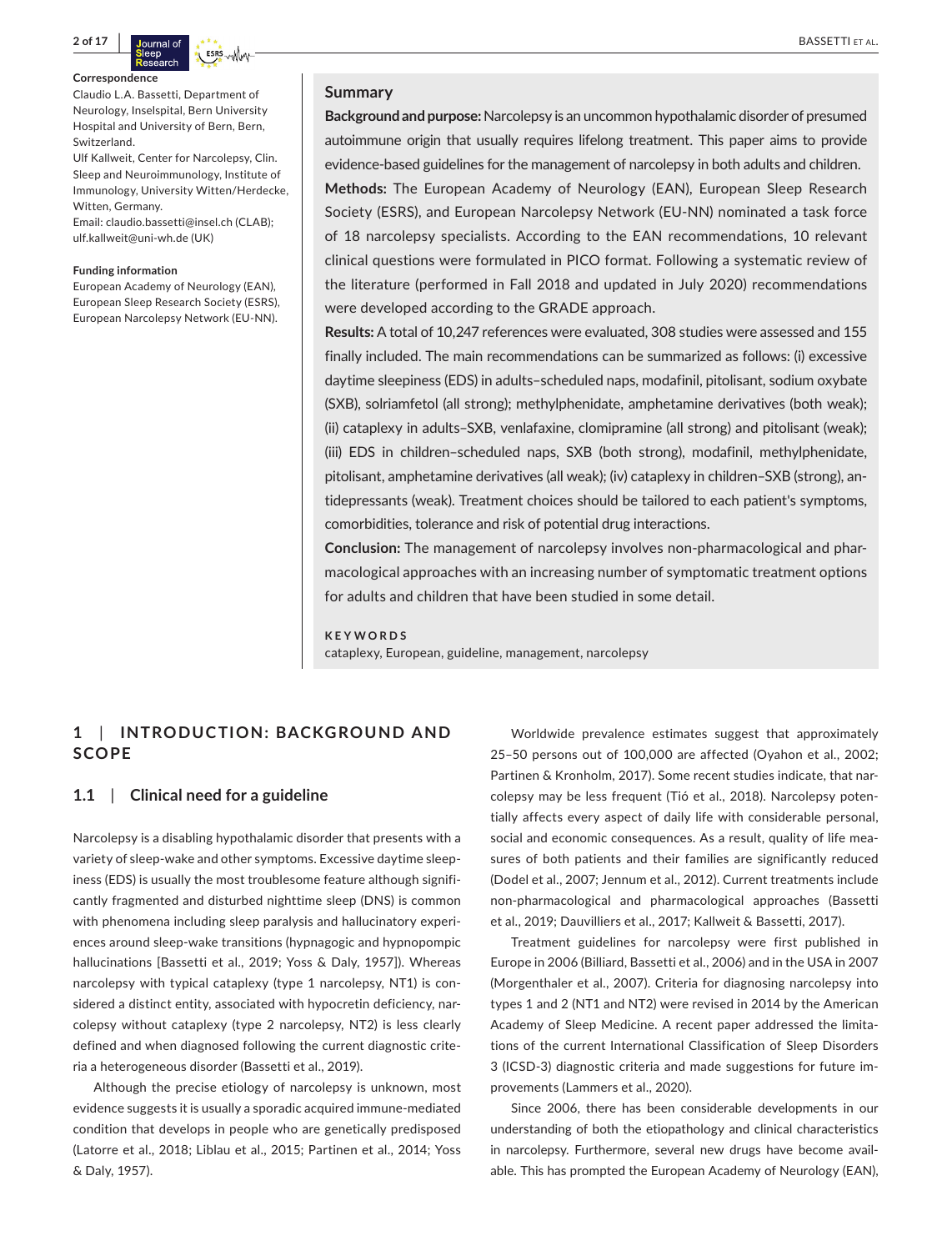**Correspondence**

Claudio L.A. Bassetti, Department of Neurology, Inselspital, Bern University Hospital and University of Bern, Bern, Switzerland.
Ulf Kallweit, Center for Narcolepsy, Clin. Sleep and Neuroimmunology, Institute of Immunology, University Witten/Herdecke, Witten, Germany.
Email: claudio.bassetti@insel.ch (CLAB); ulf.kallweit@uni-wh.de (UK)

**Funding information**

European Academy of Neurology (EAN), European Sleep Research Society (ESRS), European Narcolepsy Network (EU-NN).

## Summary

**Background and purpose:** Narcolepsy is an uncommon hypothalamic disorder of presumed autoimmune origin that usually requires lifelong treatment. This paper aims to provide evidence-based guidelines for the management of narcolepsy in both adults and children.

**Methods:** The European Academy of Neurology (EAN), European Sleep Research Society (ESRS), and European Narcolepsy Network (EU-NN) nominated a task force of 18 narcolepsy specialists. According to the EAN recommendations, 10 relevant clinical questions were formulated in PICO format. Following a systematic review of the literature (performed in Fall 2018 and updated in July 2020) recommendations were developed according to the GRADE approach.

**Results:** A total of 10,247 references were evaluated, 308 studies were assessed and 155 finally included. The main recommendations can be summarized as follows: (i) excessive daytime sleepiness (EDS) in adults–scheduled naps, modafinil, pitolisant, sodium oxybate (SXB), solriamfetol (all strong); methylphenidate, amphetamine derivatives (both weak); (ii) cataplexy in adults–SXB, venlafaxine, clomipramine (all strong) and pitolisant (weak); (iii) EDS in children–scheduled naps, SXB (both strong), modafinil, methylphenidate, pitolisant, amphetamine derivatives (all weak); (iv) cataplexy in children–SXB (strong), antidepressants (weak). Treatment choices should be tailored to each patient's symptoms, comorbidities, tolerance and risk of potential drug interactions.

**Conclusion:** The management of narcolepsy involves non-pharmacological and pharmacological approaches with an increasing number of symptomatic treatment options for adults and children that have been studied in some detail.

**KEYWORDS**

cataplexy, European, guideline, management, narcolepsy

## 1 | INTRODUCTION: BACKGROUND AND SCOPE

### 1.1 | Clinical need for a guideline

Narcolepsy is a disabling hypothalamic disorder that presents with a variety of sleep-wake and other symptoms. Excessive daytime sleepiness (EDS) is usually the most troublesome feature although significantly fragmented and disturbed nighttime sleep (DNS) is common with phenomena including sleep paralysis and hallucinatory experiences around sleep-wake transitions (hypnagogic and hypnopompic hallucinations [Bassetti et al., 2019; Yoss & Daly, 1957]). Whereas narcolepsy with typical cataplexy (type 1 narcolepsy, NT1) is considered a distinct entity, associated with hypocretin deficiency, narcolepsy without cataplexy (type 2 narcolepsy, NT2) is less clearly defined and when diagnosed following the current diagnostic criteria a heterogeneous disorder (Bassetti et al., 2019).

Although the precise etiology of narcolepsy is unknown, most evidence suggests it is usually a sporadic acquired immune-mediated condition that develops in people who are genetically predisposed (Latorre et al., 2018; Liblau et al., 2015; Partinen et al., 2014; Yoss & Daly, 1957).

Worldwide prevalence estimates suggest that approximately 25–50 persons out of 100,000 are affected (Oyahon et al., 2002; Partinen & Kronholm, 2017). Some recent studies indicate, that narcolepsy may be less frequent (Tió et al., 2018). Narcolepsy potentially affects every aspect of daily life with considerable personal, social and economic consequences. As a result, quality of life measures of both patients and their families are significantly reduced (Dodel et al., 2007; Jennum et al., 2012). Current treatments include non-pharmacological and pharmacological approaches (Bassetti et al., 2019; Dauvilliers et al., 2017; Kallweit & Bassetti, 2017).

Treatment guidelines for narcolepsy were first published in Europe in 2006 (Billiard, Bassetti et al., 2006) and in the USA in 2007 (Morgenthaler et al., 2007). Criteria for diagnosing narcolepsy into types 1 and 2 (NT1 and NT2) were revised in 2014 by the American Academy of Sleep Medicine. A recent paper addressed the limitations of the current International Classification of Sleep Disorders 3 (ICSD-3) diagnostic criteria and made suggestions for future improvements (Lammers et al., 2020).

Since 2006, there has been considerable developments in our understanding of both the etiopathology and clinical characteristics in narcolepsy. Furthermore, several new drugs have become available. This has prompted the European Academy of Neurology (EAN),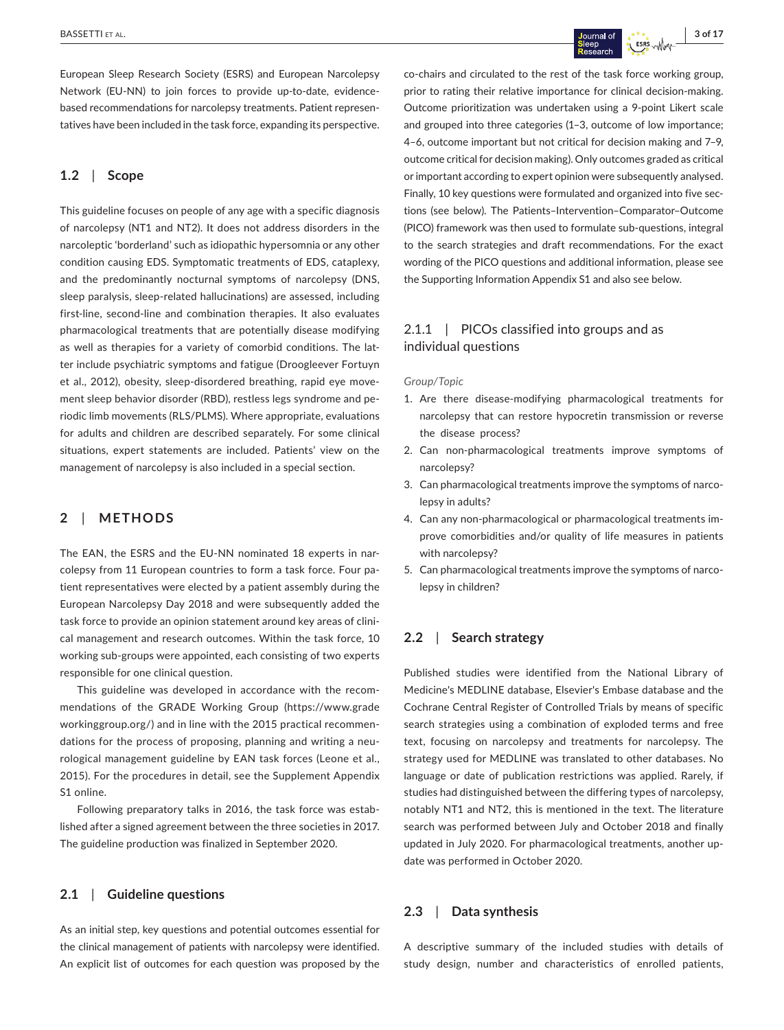European Sleep Research Society (ESRS) and European Narcolepsy Network (EU-NN) to join forces to provide up-to-date, evidence-based recommendations for narcolepsy treatments. Patient representatives have been included in the task force, expanding its perspective.

### 1.2 | Scope

This guideline focuses on people of any age with a specific diagnosis of narcolepsy (NT1 and NT2). It does not address disorders in the narcoleptic 'borderland' such as idiopathic hypersomnia or any other condition causing EDS. Symptomatic treatments of EDS, cataplexy, and the predominantly nocturnal symptoms of narcolepsy (DNS, sleep paralysis, sleep-related hallucinations) are assessed, including first-line, second-line and combination therapies. It also evaluates pharmacological treatments that are potentially disease modifying as well as therapies for a variety of comorbid conditions. The latter include psychiatric symptoms and fatigue (Droogleever Fortuyn et al., 2012), obesity, sleep-disordered breathing, rapid eye movement sleep behavior disorder (RBD), restless legs syndrome and periodic limb movements (RLS/PLMS). Where appropriate, evaluations for adults and children are described separately. For some clinical situations, expert statements are included. Patients' view on the management of narcolepsy is also included in a special section.

## 2 | METHODS

The EAN, the ESRS and the EU-NN nominated 18 experts in narcolepsy from 11 European countries to form a task force. Four patient representatives were elected by a patient assembly during the European Narcolepsy Day 2018 and were subsequently added the task force to provide an opinion statement around key areas of clinical management and research outcomes. Within the task force, 10 working sub-groups were appointed, each consisting of two experts responsible for one clinical question.

This guideline was developed in accordance with the recommendations of the GRADE Working Group (https://www.gradeworkinggroup.org/) and in line with the 2015 practical recommendations for the process of proposing, planning and writing a neurological management guideline by EAN task forces (Leone et al., 2015). For the procedures in detail, see the Supplement Appendix S1 online.

Following preparatory talks in 2016, the task force was established after a signed agreement between the three societies in 2017. The guideline production was finalized in September 2020.

### 2.1 | Guideline questions

As an initial step, key questions and potential outcomes essential for the clinical management of patients with narcolepsy were identified. An explicit list of outcomes for each question was proposed by the co-chairs and circulated to the rest of the task force working group, prior to rating their relative importance for clinical decision-making. Outcome prioritization was undertaken using a 9-point Likert scale and grouped into three categories (1–3, outcome of low importance; 4–6, outcome important but not critical for decision making and 7–9, outcome critical for decision making). Only outcomes graded as critical or important according to expert opinion were subsequently analysed. Finally, 10 key questions were formulated and organized into five sections (see below). The Patients–Intervention–Comparator–Outcome (PICO) framework was then used to formulate sub-questions, integral to the search strategies and draft recommendations. For the exact wording of the PICO questions and additional information, please see the Supporting Information Appendix S1 and also see below.

#### 2.1.1 | PICOs classified into groups and as individual questions

*Group/Topic*

1. Are there disease-modifying pharmacological treatments for narcolepsy that can restore hypocretin transmission or reverse the disease process?
2. Can non-pharmacological treatments improve symptoms of narcolepsy?
3. Can pharmacological treatments improve the symptoms of narcolepsy in adults?
4. Can any non-pharmacological or pharmacological treatments improve comorbidities and/or quality of life measures in patients with narcolepsy?
5. Can pharmacological treatments improve the symptoms of narcolepsy in children?

### 2.2 | Search strategy

Published studies were identified from the National Library of Medicine's MEDLINE database, Elsevier's Embase database and the Cochrane Central Register of Controlled Trials by means of specific search strategies using a combination of exploded terms and free text, focusing on narcolepsy and treatments for narcolepsy. The strategy used for MEDLINE was translated to other databases. No language or date of publication restrictions was applied. Rarely, if studies had distinguished between the differing types of narcolepsy, notably NT1 and NT2, this is mentioned in the text. The literature search was performed between July and October 2018 and finally updated in July 2020. For pharmacological treatments, another update was performed in October 2020.

### 2.3 | Data synthesis

A descriptive summary of the included studies with details of study design, number and characteristics of enrolled patients,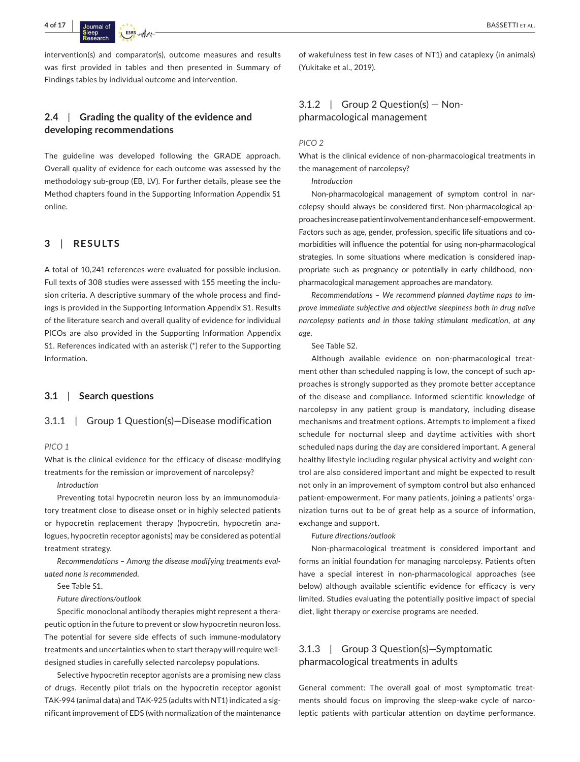intervention(s) and comparator(s), outcome measures and results was first provided in tables and then presented in Summary of Findings tables by individual outcome and intervention.

### 2.4 | Grading the quality of the evidence and developing recommendations

The guideline was developed following the GRADE approach. Overall quality of evidence for each outcome was assessed by the methodology sub-group (EB, LV). For further details, please see the Method chapters found in the Supporting Information Appendix S1 online.

## 3 | RESULTS

A total of 10,241 references were evaluated for possible inclusion. Full texts of 308 studies were assessed with 155 meeting the inclusion criteria. A descriptive summary of the whole process and findings is provided in the Supporting Information Appendix S1. Results of the literature search and overall quality of evidence for individual PICOs are also provided in the Supporting Information Appendix S1. References indicated with an asterisk (*) refer to the Supporting Information.

### 3.1 | Search questions

#### 3.1.1 | Group 1 Question(s)—Disease modification

*PICO 1*

What is the clinical evidence for the efficacy of disease-modifying treatments for the remission or improvement of narcolepsy?

*Introduction*

Preventing total hypocretin neuron loss by an immunomodulatory treatment close to disease onset or in highly selected patients or hypocretin replacement therapy (hypocretin, hypocretin analogues, hypocretin receptor agonists) may be considered as potential treatment strategy.

*Recommendations – Among the disease modifying treatments evaluated none is recommended.*

See Table S1.

*Future directions/outlook*

Specific monoclonal antibody therapies might represent a therapeutic option in the future to prevent or slow hypocretin neuron loss. The potential for severe side effects of such immune-modulatory treatments and uncertainties when to start therapy will require well-designed studies in carefully selected narcolepsy populations.

Selective hypocretin receptor agonists are a promising new class of drugs. Recently pilot trials on the hypocretin receptor agonist TAK-994 (animal data) and TAK-925 (adults with NT1) indicated a significant improvement of EDS (with normalization of the maintenance of wakefulness test in few cases of NT1) and cataplexy (in animals) (Yukitake et al., 2019).

#### 3.1.2 | Group 2 Question(s) — Non-pharmacological management

*PICO 2*

What is the clinical evidence of non-pharmacological treatments in the management of narcolepsy?

*Introduction*

Non-pharmacological management of symptom control in narcolepsy should always be considered first. Non-pharmacological approaches increase patient involvement and enhance self-empowerment. Factors such as age, gender, profession, specific life situations and co-morbidities will influence the potential for using non-pharmacological strategies. In some situations where medication is considered inappropriate such as pregnancy or potentially in early childhood, non-pharmacological management approaches are mandatory.

*Recommendations – We recommend planned daytime naps to improve immediate subjective and objective sleepiness both in drug naïve narcolepsy patients and in those taking stimulant medication, at any age.*

See Table S2.

Although available evidence on non-pharmacological treatment other than scheduled napping is low, the concept of such approaches is strongly supported as they promote better acceptance of the disease and compliance. Informed scientific knowledge of narcolepsy in any patient group is mandatory, including disease mechanisms and treatment options. Attempts to implement a fixed schedule for nocturnal sleep and daytime activities with short scheduled naps during the day are considered important. A general healthy lifestyle including regular physical activity and weight control are also considered important and might be expected to result not only in an improvement of symptom control but also enhanced patient-empowerment. For many patients, joining a patients' organization turns out to be of great help as a source of information, exchange and support.

*Future directions/outlook*

Non-pharmacological treatment is considered important and forms an initial foundation for managing narcolepsy. Patients often have a special interest in non-pharmacological approaches (see below) although available scientific evidence for efficacy is very limited. Studies evaluating the potentially positive impact of special diet, light therapy or exercise programs are needed.

#### 3.1.3 | Group 3 Question(s)—Symptomatic pharmacological treatments in adults

General comment: The overall goal of most symptomatic treatments should focus on improving the sleep-wake cycle of narcoleptic patients with particular attention on daytime performance.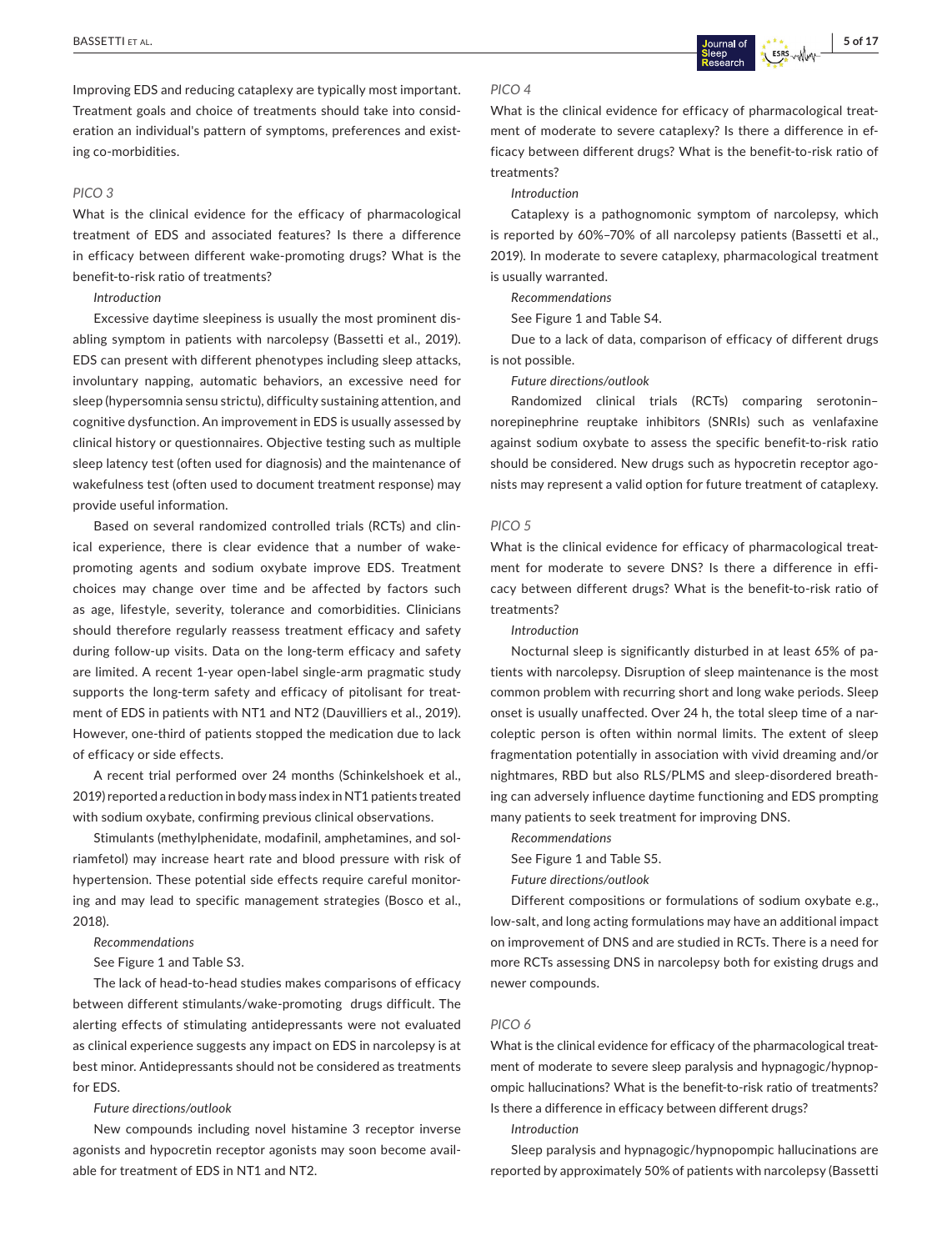Improving EDS and reducing cataplexy are typically most important. Treatment goals and choice of treatments should take into consideration an individual's pattern of symptoms, preferences and existing co-morbidities.

### *PICO 3*

What is the clinical evidence for the efficacy of pharmacological treatment of EDS and associated features? Is there a difference in efficacy between different wake-promoting drugs? What is the benefit-to-risk ratio of treatments?

*Introduction*

Excessive daytime sleepiness is usually the most prominent disabling symptom in patients with narcolepsy (Bassetti et al., 2019). EDS can present with different phenotypes including sleep attacks, involuntary napping, automatic behaviors, an excessive need for sleep (hypersomnia sensu strictu), difficulty sustaining attention, and cognitive dysfunction. An improvement in EDS is usually assessed by clinical history or questionnaires. Objective testing such as multiple sleep latency test (often used for diagnosis) and the maintenance of wakefulness test (often used to document treatment response) may provide useful information.

Based on several randomized controlled trials (RCTs) and clinical experience, there is clear evidence that a number of wake-promoting agents and sodium oxybate improve EDS. Treatment choices may change over time and be affected by factors such as age, lifestyle, severity, tolerance and comorbidities. Clinicians should therefore regularly reassess treatment efficacy and safety during follow-up visits. Data on the long-term efficacy and safety are limited. A recent 1-year open-label single-arm pragmatic study supports the long-term safety and efficacy of pitolisant for treatment of EDS in patients with NT1 and NT2 (Dauvilliers et al., 2019). However, one-third of patients stopped the medication due to lack of efficacy or side effects.

A recent trial performed over 24 months (Schinkelshoek et al., 2019) reported a reduction in body mass index in NT1 patients treated with sodium oxybate, confirming previous clinical observations.

Stimulants (methylphenidate, modafinil, amphetamines, and solriamfetol) may increase heart rate and blood pressure with risk of hypertension. These potential side effects require careful monitoring and may lead to specific management strategies (Bosco et al., 2018).

*Recommendations*

See Figure 1 and Table S3.

The lack of head-to-head studies makes comparisons of efficacy between different stimulants/wake-promoting drugs difficult. The alerting effects of stimulating antidepressants were not evaluated as clinical experience suggests any impact on EDS in narcolepsy is at best minor. Antidepressants should not be considered as treatments for EDS.

*Future directions/outlook*

New compounds including novel histamine 3 receptor inverse agonists and hypocretin receptor agonists may soon become available for treatment of EDS in NT1 and NT2.

### *PICO 4*

What is the clinical evidence for efficacy of pharmacological treatment of moderate to severe cataplexy? Is there a difference in efficacy between different drugs? What is the benefit-to-risk ratio of treatments?

*Introduction*

Cataplexy is a pathognomonic symptom of narcolepsy, which is reported by 60%–70% of all narcolepsy patients (Bassetti et al., 2019). In moderate to severe cataplexy, pharmacological treatment is usually warranted.

*Recommendations*

See Figure 1 and Table S4.

Due to a lack of data, comparison of efficacy of different drugs is not possible.

*Future directions/outlook*

Randomized clinical trials (RCTs) comparing serotonin–norepinephrine reuptake inhibitors (SNRIs) such as venlafaxine against sodium oxybate to assess the specific benefit-to-risk ratio should be considered. New drugs such as hypocretin receptor agonists may represent a valid option for future treatment of cataplexy.

### *PICO 5*

What is the clinical evidence for efficacy of pharmacological treatment for moderate to severe DNS? Is there a difference in efficacy between different drugs? What is the benefit-to-risk ratio of treatments?

*Introduction*

Nocturnal sleep is significantly disturbed in at least 65% of patients with narcolepsy. Disruption of sleep maintenance is the most common problem with recurring short and long wake periods. Sleep onset is usually unaffected. Over 24 h, the total sleep time of a narcoleptic person is often within normal limits. The extent of sleep fragmentation potentially in association with vivid dreaming and/or nightmares, RBD but also RLS/PLMS and sleep-disordered breathing can adversely influence daytime functioning and EDS prompting many patients to seek treatment for improving DNS.

*Recommendations*

See Figure 1 and Table S5.

*Future directions/outlook*

Different compositions or formulations of sodium oxybate e.g., low-salt, and long acting formulations may have an additional impact on improvement of DNS and are studied in RCTs. There is a need for more RCTs assessing DNS in narcolepsy both for existing drugs and newer compounds.

### *PICO 6*

What is the clinical evidence for efficacy of the pharmacological treatment of moderate to severe sleep paralysis and hypnagogic/hypnopompic hallucinations? What is the benefit-to-risk ratio of treatments? Is there a difference in efficacy between different drugs?

*Introduction*

Sleep paralysis and hypnagogic/hypnopompic hallucinations are reported by approximately 50% of patients with narcolepsy (Bassetti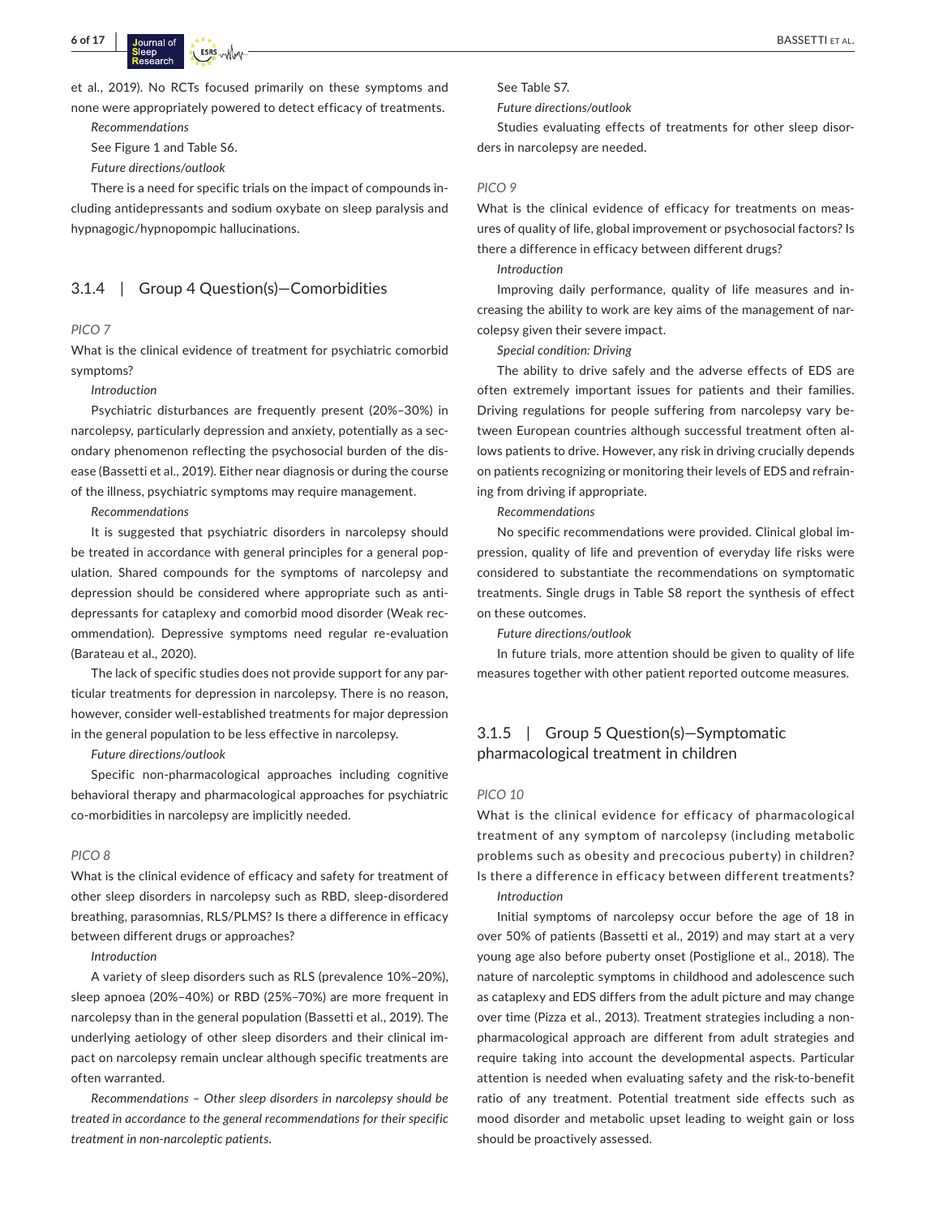et al., 2019). No RCTs focused primarily on these symptoms and none were appropriately powered to detect efficacy of treatments.

*Recommendations*

See Figure 1 and Table S6.

*Future directions/outlook*

There is a need for specific trials on the impact of compounds including antidepressants and sodium oxybate on sleep paralysis and hypnagogic/hypnopompic hallucinations.

### 3.1.4 | Group 4 Question(s)—Comorbidities

*PICO 7*

What is the clinical evidence of treatment for psychiatric comorbid symptoms?

*Introduction*

Psychiatric disturbances are frequently present (20%–30%) in narcolepsy, particularly depression and anxiety, potentially as a secondary phenomenon reflecting the psychosocial burden of the disease (Bassetti et al., 2019). Either near diagnosis or during the course of the illness, psychiatric symptoms may require management.

*Recommendations*

It is suggested that psychiatric disorders in narcolepsy should be treated in accordance with general principles for a general population. Shared compounds for the symptoms of narcolepsy and depression should be considered where appropriate such as antidepressants for cataplexy and comorbid mood disorder (Weak recommendation). Depressive symptoms need regular re-evaluation (Barateau et al., 2020).

The lack of specific studies does not provide support for any particular treatments for depression in narcolepsy. There is no reason, however, consider well-established treatments for major depression in the general population to be less effective in narcolepsy.

*Future directions/outlook*

Specific non-pharmacological approaches including cognitive behavioral therapy and pharmacological approaches for psychiatric co-morbidities in narcolepsy are implicitly needed.

*PICO 8*

What is the clinical evidence of efficacy and safety for treatment of other sleep disorders in narcolepsy such as RBD, sleep-disordered breathing, parasomnias, RLS/PLMS? Is there a difference in efficacy between different drugs or approaches?

*Introduction*

A variety of sleep disorders such as RLS (prevalence 10%–20%), sleep apnoea (20%–40%) or RBD (25%–70%) are more frequent in narcolepsy than in the general population (Bassetti et al., 2019). The underlying aetiology of other sleep disorders and their clinical impact on narcolepsy remain unclear although specific treatments are often warranted.

*Recommendations – Other sleep disorders in narcolepsy should be treated in accordance to the general recommendations for their specific treatment in non-narcoleptic patients.*

See Table S7.

*Future directions/outlook*

Studies evaluating effects of treatments for other sleep disorders in narcolepsy are needed.

*PICO 9*

What is the clinical evidence of efficacy for treatments on measures of quality of life, global improvement or psychosocial factors? Is there a difference in efficacy between different drugs?

*Introduction*

Improving daily performance, quality of life measures and increasing the ability to work are key aims of the management of narcolepsy given their severe impact.

*Special condition: Driving*

The ability to drive safely and the adverse effects of EDS are often extremely important issues for patients and their families. Driving regulations for people suffering from narcolepsy vary between European countries although successful treatment often allows patients to drive. However, any risk in driving crucially depends on patients recognizing or monitoring their levels of EDS and refraining from driving if appropriate.

*Recommendations*

No specific recommendations were provided. Clinical global impression, quality of life and prevention of everyday life risks were considered to substantiate the recommendations on symptomatic treatments. Single drugs in Table S8 report the synthesis of effect on these outcomes.

*Future directions/outlook*

In future trials, more attention should be given to quality of life measures together with other patient reported outcome measures.

### 3.1.5 | Group 5 Question(s)—Symptomatic pharmacological treatment in children

*PICO 10*

What is the clinical evidence for efficacy of pharmacological treatment of any symptom of narcolepsy (including metabolic problems such as obesity and precocious puberty) in children? Is there a difference in efficacy between different treatments?

*Introduction*

Initial symptoms of narcolepsy occur before the age of 18 in over 50% of patients (Bassetti et al., 2019) and may start at a very young age also before puberty onset (Postiglione et al., 2018). The nature of narcoleptic symptoms in childhood and adolescence such as cataplexy and EDS differs from the adult picture and may change over time (Pizza et al., 2013). Treatment strategies including a non-pharmacological approach are different from adult strategies and require taking into account the developmental aspects. Particular attention is needed when evaluating safety and the risk-to-benefit ratio of any treatment. Potential treatment side effects such as mood disorder and metabolic upset leading to weight gain or loss should be proactively assessed.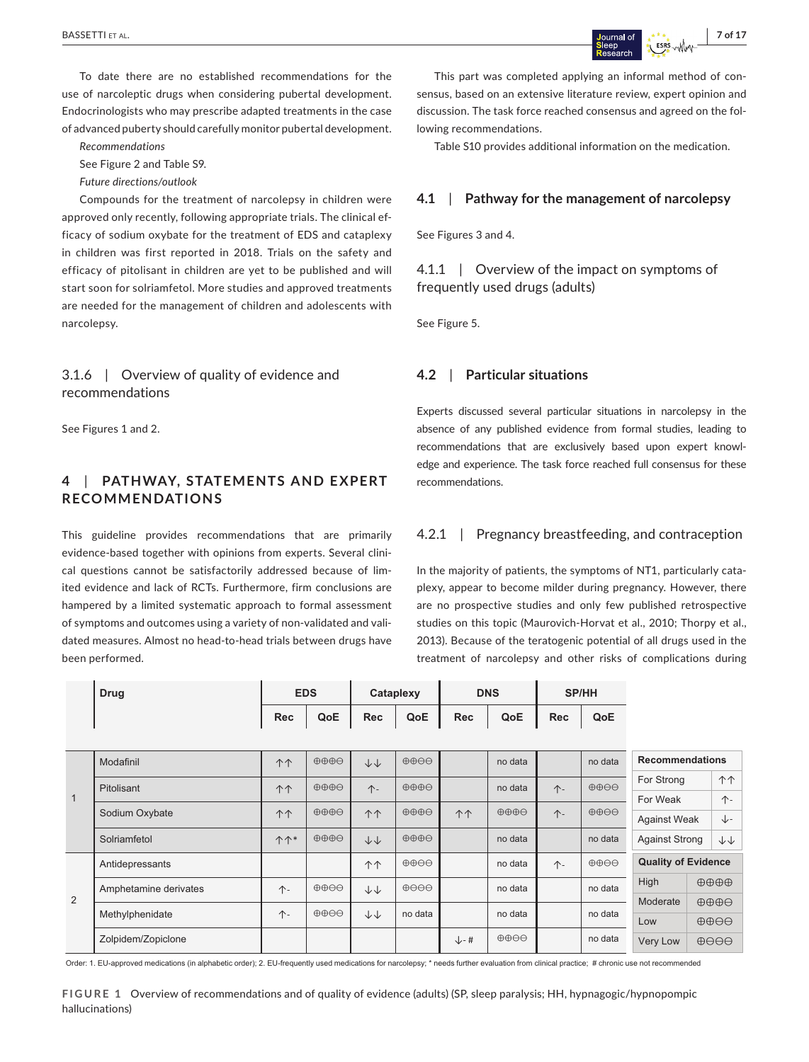To date there are no established recommendations for the use of narcoleptic drugs when considering pubertal development. Endocrinologists who may prescribe adapted treatments in the case of advanced puberty should carefully monitor pubertal development.

*Recommendations*

See Figure 2 and Table S9.

*Future directions/outlook*

Compounds for the treatment of narcolepsy in children were approved only recently, following appropriate trials. The clinical efficacy of sodium oxybate for the treatment of EDS and cataplexy in children was first reported in 2018. Trials on the safety and efficacy of pitolisant in children are yet to be published and will start soon for solriamfetol. More studies and approved treatments are needed for the management of children and adolescents with narcolepsy.

### 3.1.6 | Overview of quality of evidence and recommendations

See Figures 1 and 2.

## 4 | PATHWAY, STATEMENTS AND EXPERT RECOMMENDATIONS

This guideline provides recommendations that are primarily evidence-based together with opinions from experts. Several clinical questions cannot be satisfactorily addressed because of limited evidence and lack of RCTs. Furthermore, firm conclusions are hampered by a limited systematic approach to formal assessment of symptoms and outcomes using a variety of non-validated and validated measures. Almost no head-to-head trials between drugs have been performed.

This part was completed applying an informal method of consensus, based on an extensive literature review, expert opinion and discussion. The task force reached consensus and agreed on the following recommendations.

Table S10 provides additional information on the medication.

### 4.1 | Pathway for the management of narcolepsy

See Figures 3 and 4.

#### 4.1.1 | Overview of the impact on symptoms of frequently used drugs (adults)

See Figure 5.

### 4.2 | Particular situations

Experts discussed several particular situations in narcolepsy in the absence of any published evidence from formal studies, leading to recommendations that are exclusively based upon expert knowledge and experience. The task force reached full consensus for these recommendations.

#### 4.2.1 | Pregnancy breastfeeding, and contraception

In the majority of patients, the symptoms of NT1, particularly cataplexy, appear to become milder during pregnancy. However, there are no prospective studies and only few published retrospective studies on this topic (Maurovich-Horvat et al., 2010; Thorpy et al., 2013). Because of the teratogenic potential of all drugs used in the treatment of narcolepsy and other risks of complications during

| | Drug | EDS | | Cataplexy | | DNS | | SP/HH | |
|---|---|---|---|---|---|---|---|---|---|
| | | Rec | QoE | Rec | QoE | Rec | QoE | Rec | QoE |
| 1 | Modafinil | ↑↑ | ⊕⊕⊕⊖ | ↓↓ | ⊕⊕⊖⊖ | | no data | | no data |
| 1 | Pitolisant | ↑↑ | ⊕⊕⊕⊖ | ↑- | ⊕⊕⊕⊖ | | no data | ↑- | ⊕⊕⊖⊖ |
| 1 | Sodium Oxybate | ↑↑ | ⊕⊕⊕⊖ | ↑↑ | ⊕⊕⊕⊖ | ↑↑ | ⊕⊕⊕⊖ | ↑- | ⊕⊕⊖⊖ |
| 1 | Solriamfetol | ↑↑* | ⊕⊕⊕⊖ | ↓↓ | ⊕⊕⊕⊖ | | no data | | no data |
| 2 | Antidepressants | | | ↑↑ | ⊕⊕⊖⊖ | | no data | ↑- | ⊕⊕⊖⊖ |
| 2 | Amphetamine derivates | ↑- | ⊕⊕⊖⊖ | ↓↓ | ⊕⊖⊖⊖ | | no data | | no data |
| 2 | Methylphenidate | ↑- | ⊕⊕⊖⊖ | ↓↓ | no data | | no data | | no data |
| 2 | Zolpidem/Zopiclone | | | | | ↓- # | ⊕⊕⊖⊖ | | no data |

| Recommendations | |
|---|---|
| For Strong | ↑↑ |
| For Weak | ↑- |
| Against Weak | ↓- |
| Against Strong | ↓↓ |

| Quality of Evidence | |
|---|---|
| High | ⊕⊕⊕⊕ |
| Moderate | ⊕⊕⊕⊖ |
| Low | ⊕⊕⊖⊖ |
| Very Low | ⊕⊖⊖⊖ |

Order: 1. EU-approved medications (in alphabetic order); 2. EU-frequently used medications for narcolepsy; * needs further evaluation from clinical practice; # chronic use not recommended

**FIGURE 1** Overview of recommendations and of quality of evidence (adults) (SP, sleep paralysis; HH, hypnagogic/hypnopompic hallucinations)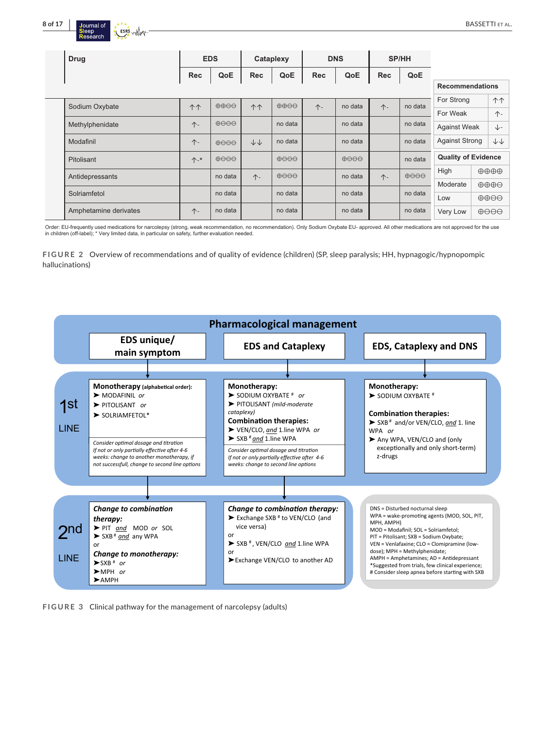| Drug | EDS | | Cataplexy | | DNS | | SP/HH | |
|---|---|---|---|---|---|---|---|---|
| | Rec | QoE | Rec | QoE | Rec | QoE | Rec | QoE |
| Sodium Oxybate | ↑↑ | ⊕⊕⊖⊖ | ↑↑ | ⊕⊕⊖⊖ | ↑- | no data | ↑- | no data |
| Methylphenidate | ↑- | ⊕⊖⊖⊖ | | no data | | no data | | no data |
| Modafinil | ↑- | ⊕⊖⊖⊖ | ↓↓ | no data | | no data | | no data |
| Pitolisant | ↑-* | ⊕⊖⊖⊖ | | ⊕⊖⊖⊖ | | ⊕⊖⊖⊖ | | no data |
| Antidepressants | | no data | ↑- | ⊕⊖⊖⊖ | | no data | ↑- | ⊕⊖⊖⊖ |
| Solriamfetol | | no data | | no data | | no data | | no data |
| Amphetamine derivates | ↑- | no data | | no data | | no data | | no data |

| Recommendations | |
|---|---|
| For Strong | ↑↑ |
| For Weak | ↑- |
| Against Weak | ↓- |
| Against Strong | ↓↓ |

| Quality of Evidence | |
|---|---|
| High | ⊕⊕⊕⊕ |
| Moderate | ⊕⊕⊕⊖ |
| Low | ⊕⊕⊖⊖ |
| Very Low | ⊕⊖⊖⊖ |

Order: EU-frequently used medications for narcolepsy (strong, weak recommendation, no recommendation). Only Sodium Oxybate EU- approved. All other medications are not approved for the use in children (off-label); * Very limited data, in particular on safety, further evaluation needed.

FIGURE 2 Overview of recommendations and of quality of evidence (children) (SP, sleep paralysis; HH, hypnagogic/hypnopompic hallucinations)

**Pharmacological management**

| | EDS unique/ main symptom | EDS and Cataplexy | EDS, Cataplexy and DNS |
|---|---|---|---|
| 1st LINE | **Monotherapy** (alphabetical order): ➤ MODAFINIL *or* ➤ PITOLISANT *or* ➤ SOLRIAMFETOL* <br> *Consider optimal dosage and titration. If not or only partially effective after 4-6 weeks: change to another monotherapy, if not successful, change to second line options* | **Monotherapy:** ➤ SODIUM OXYBATE # *or* ➤ PITOLISANT *(mild-moderate cataplexy)* <br> **Combination therapies:** ➤ VEN/CLO, *and* 1.line WPA *or* ➤ SXB # *and* 1.line WPA <br> *Consider optimal dosage and titration. If not or only partially effective after 4-6 weeks: change to second line options* | **Monotherapy:** ➤ SODIUM OXYBATE # <br> **Combination therapies:** ➤ SXB # and/or VEN/CLO, *and* 1. line WPA *or* ➤ Any WPA, VEN/CLO and (only exceptionally and only short-term) z-drugs |
| 2nd LINE | ***Change to combination therapy:*** ➤ PIT *and* MOD *or* SOL ➤ SXB # *and* any WPA <br> or <br> ***Change to monotherapy:*** ➤ SXB # *or* ➤ MPH *or* ➤ AMPH | ***Change to combination therapy:*** ➤ Exchange SXB # to VEN/CLO (and vice versa) <br> or <br> ➤ SXB #, VEN/CLO *and* 1.line WPA <br> or <br> ➤ Exchange VEN/CLO to another AD | |

DNS = Disturbed nocturnal sleep
WPA = wake-promoting agents (MOD, SOL, PIT, MPH, AMPH)
MOD = Modafinil; SOL = Solriamfetol;
PIT = Pitolisant; SXB = Sodium Oxybate;
VEN = Venlafaxine; CLO = Clomipramine (low-dose); MPH = Methylphenidate;
AMPH = Amphetamines; AD = Antidepressant
*Suggested from trials, few clinical experience;
# Consider sleep apnea before starting with SXB

FIGURE 3 Clinical pathway for the management of narcolepsy (adults)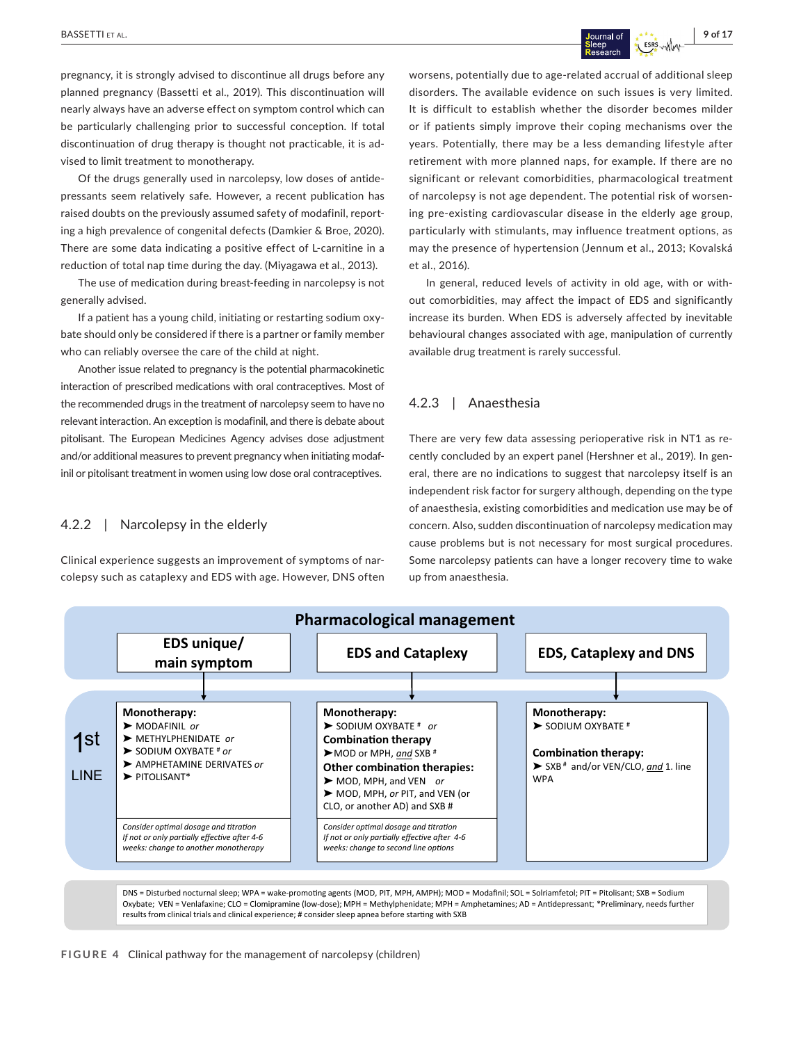pregnancy, it is strongly advised to discontinue all drugs before any planned pregnancy (Bassetti et al., 2019). This discontinuation will nearly always have an adverse effect on symptom control which can be particularly challenging prior to successful conception. If total discontinuation of drug therapy is thought not practicable, it is advised to limit treatment to monotherapy.

Of the drugs generally used in narcolepsy, low doses of antidepressants seem relatively safe. However, a recent publication has raised doubts on the previously assumed safety of modafinil, reporting a high prevalence of congenital defects (Damkier & Broe, 2020). There are some data indicating a positive effect of L-carnitine in a reduction of total nap time during the day. (Miyagawa et al., 2013).

The use of medication during breast-feeding in narcolepsy is not generally advised.

If a patient has a young child, initiating or restarting sodium oxybate should only be considered if there is a partner or family member who can reliably oversee the care of the child at night.

Another issue related to pregnancy is the potential pharmacokinetic interaction of prescribed medications with oral contraceptives. Most of the recommended drugs in the treatment of narcolepsy seem to have no relevant interaction. An exception is modafinil, and there is debate about pitolisant. The European Medicines Agency advises dose adjustment and/or additional measures to prevent pregnancy when initiating modafinil or pitolisant treatment in women using low dose oral contraceptives.

### 4.2.2 | Narcolepsy in the elderly

Clinical experience suggests an improvement of symptoms of narcolepsy such as cataplexy and EDS with age. However, DNS often worsens, potentially due to age-related accrual of additional sleep disorders. The available evidence on such issues is very limited. It is difficult to establish whether the disorder becomes milder or if patients simply improve their coping mechanisms over the years. Potentially, there may be a less demanding lifestyle after retirement with more planned naps, for example. If there are no significant or relevant comorbidities, pharmacological treatment of narcolepsy is not age dependent. The potential risk of worsening pre-existing cardiovascular disease in the elderly age group, particularly with stimulants, may influence treatment options, as may the presence of hypertension (Jennum et al., 2013; Kovalská et al., 2016).

In general, reduced levels of activity in old age, with or without comorbidities, may affect the impact of EDS and significantly increase its burden. When EDS is adversely affected by inevitable behavioural changes associated with age, manipulation of currently available drug treatment is rarely successful.

### 4.2.3 | Anaesthesia

There are very few data assessing perioperative risk in NT1 as recently concluded by an expert panel (Hershner et al., 2019). In general, there are no indications to suggest that narcolepsy itself is an independent risk factor for surgery although, depending on the type of anaesthesia, existing comorbidities and medication use may be of concern. Also, sudden discontinuation of narcolepsy medication may cause problems but is not necessary for most surgical procedures. Some narcolepsy patients can have a longer recovery time to wake up from anaesthesia.

**Pharmacological management**

| | EDS unique/ main symptom | EDS and Cataplexy | EDS, Cataplexy and DNS |
|---|---|---|---|
| 1st LINE | **Monotherapy:** ➤ MODAFINIL *or* ➤ METHYLPHENIDATE *or* ➤ SODIUM OXYBATE # *or* ➤ AMPHETAMINE DERIVATES *or* ➤ PITOLISANT* | **Monotherapy:** ➤ SODIUM OXYBATE # *or* **Combination therapy** ➤ MOD or MPH, ***and*** SXB # **Other combination therapies:** ➤ MOD, MPH, and VEN *or* ➤ MOD, MPH, *or* PIT, and VEN (or CLO, or another AD) and SXB # | **Monotherapy:** ➤ SODIUM OXYBATE # **Combination therapy:** ➤ SXB # and/or VEN/CLO, ***and*** 1. line WPA |
| | *Consider optimal dosage and titration. If not or only partially effective after 4-6 weeks: change to another monotherapy* | *Consider optimal dosage and titration. If not or only partially effective after 4-6 weeks: change to second line options* | |

DNS = Disturbed nocturnal sleep; WPA = wake-promoting agents (MOD, PIT, MPH, AMPH); MOD = Modafinil; SOL = Solriamfetol; PIT = Pitolisant; SXB = Sodium Oxybate; VEN = Venlafaxine; CLO = Clomipramine (low-dose); MPH = Methylphenidate; MPH = Amphetamines; AD = Antidepressant; *Preliminary, needs further results from clinical trials and clinical experience; # consider sleep apnea before starting with SXB

**FIGURE 4** Clinical pathway for the management of narcolepsy (children)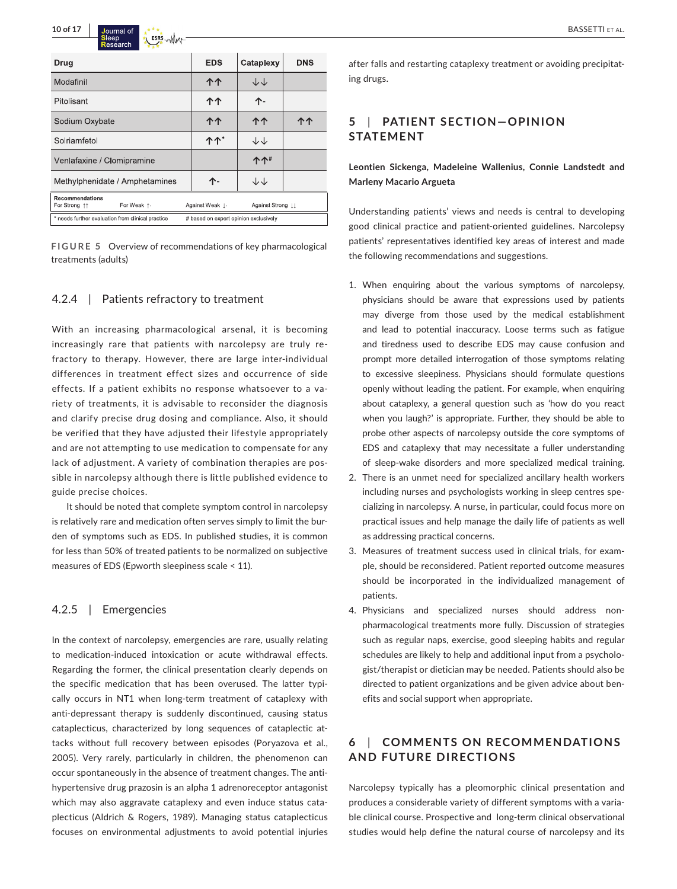| Drug | EDS | Cataplexy | DNS |
|---|---|---|---|
| Modafinil | ↑↑ | ↓↓ | |
| Pitolisant | ↑↑ | ↑- | |
| Sodium Oxybate | ↑↑ | ↑↑ | ↑↑ |
| Solriamfetol | ↑↑* | ↓↓ | |
| Venlafaxine / Clomipramine | | ↑↑# | |
| Methylphenidate / Amphetamines | ↑- | ↓↓ | |

Recommendations: For Strong ↑↑ — For Weak ↑- — Against Weak ↓- — Against Strong ↓↓

\* needs further evaluation from clinical practice — # based on expert opinion exclusively

**FIGURE 5** Overview of recommendations of key pharmacological treatments (adults)

### 4.2.4 | Patients refractory to treatment

With an increasing pharmacological arsenal, it is becoming increasingly rare that patients with narcolepsy are truly refractory to therapy. However, there are large inter-individual differences in treatment effect sizes and occurrence of side effects. If a patient exhibits no response whatsoever to a variety of treatments, it is advisable to reconsider the diagnosis and clarify precise drug dosing and compliance. Also, it should be verified that they have adjusted their lifestyle appropriately and are not attempting to use medication to compensate for any lack of adjustment. A variety of combination therapies are possible in narcolepsy although there is little published evidence to guide precise choices.

It should be noted that complete symptom control in narcolepsy is relatively rare and medication often serves simply to limit the burden of symptoms such as EDS. In published studies, it is common for less than 50% of treated patients to be normalized on subjective measures of EDS (Epworth sleepiness scale < 11).

### 4.2.5 | Emergencies

In the context of narcolepsy, emergencies are rare, usually relating to medication-induced intoxication or acute withdrawal effects. Regarding the former, the clinical presentation clearly depends on the specific medication that has been overused. The latter typically occurs in NT1 when long-term treatment of cataplexy with anti-depressant therapy is suddenly discontinued, causing status cataplecticus, characterized by long sequences of cataplectic attacks without full recovery between episodes (Poryazova et al., 2005). Very rarely, particularly in children, the phenomenon can occur spontaneously in the absence of treatment changes. The anti-hypertensive drug prazosin is an alpha 1 adrenoreceptor antagonist which may also aggravate cataplexy and even induce status cataplecticus (Aldrich & Rogers, 1989). Managing status cataplecticus focuses on environmental adjustments to avoid potential injuries after falls and restarting cataplexy treatment or avoiding precipitating drugs.

## 5 | PATIENT SECTION—OPINION STATEMENT

**Leontien Sickenga, Madeleine Wallenius, Connie Landstedt and Marley Macario Argueta**

Understanding patients' views and needs is central to developing good clinical practice and patient-oriented guidelines. Narcolepsy patients' representatives identified key areas of interest and made the following recommendations and suggestions.

1. When enquiring about the various symptoms of narcolepsy, physicians should be aware that expressions used by patients may diverge from those used by the medical establishment and lead to potential inaccuracy. Loose terms such as fatigue and tiredness used to describe EDS may cause confusion and prompt more detailed interrogation of those symptoms relating to excessive sleepiness. Physicians should formulate questions openly without leading the patient. For example, when enquiring about cataplexy, a general question such as 'how do you react when you laugh?' is appropriate. Further, they should be able to probe other aspects of narcolepsy outside the core symptoms of EDS and cataplexy that may necessitate a fuller understanding of sleep-wake disorders and more specialized medical training.
2. There is an unmet need for specialized ancillary health workers including nurses and psychologists working in sleep centres specializing in narcolepsy. A nurse, in particular, could focus more on practical issues and help manage the daily life of patients as well as addressing practical concerns.
3. Measures of treatment success used in clinical trials, for example, should be reconsidered. Patient reported outcome measures should be incorporated in the individualized management of patients.
4. Physicians and specialized nurses should address non-pharmacological treatments more fully. Discussion of strategies such as regular naps, exercise, good sleeping habits and regular schedules are likely to help and additional input from a psychologist/therapist or dietician may be needed. Patients should also be directed to patient organizations and be given advice about benefits and social support when appropriate.

## 6 | COMMENTS ON RECOMMENDATIONS AND FUTURE DIRECTIONS

Narcolepsy typically has a pleomorphic clinical presentation and produces a considerable variety of different symptoms with a variable clinical course. Prospective and long-term clinical observational studies would help define the natural course of narcolepsy and its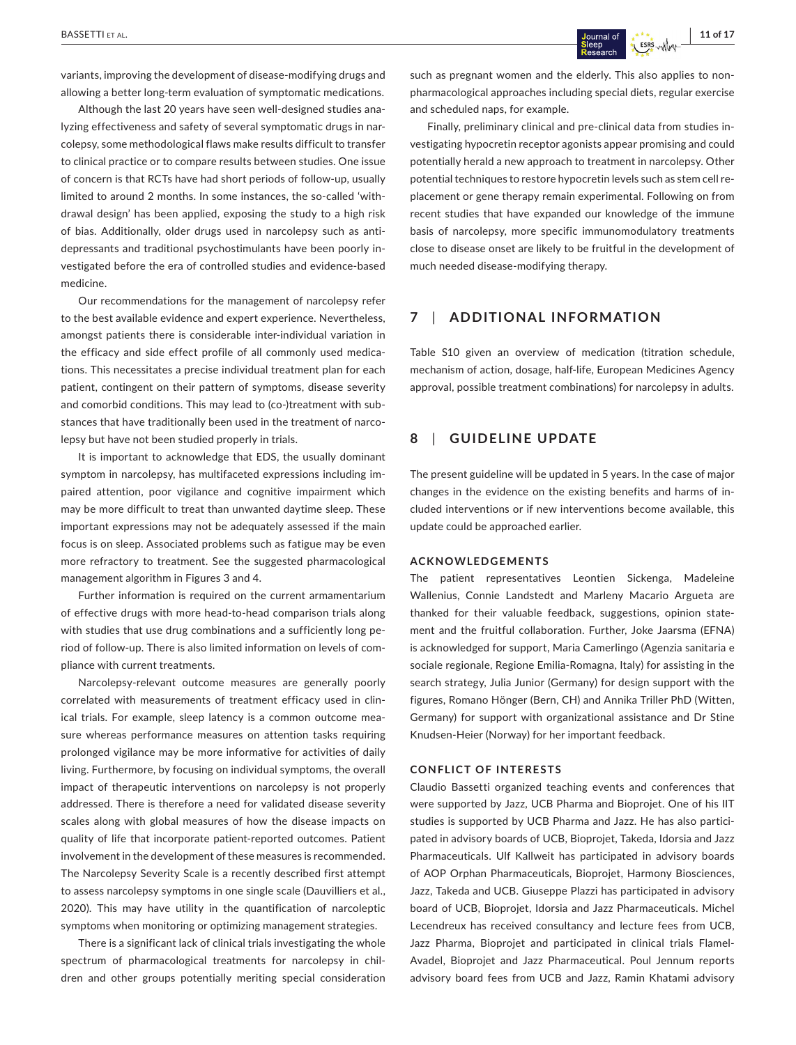variants, improving the development of disease-modifying drugs and allowing a better long-term evaluation of symptomatic medications.

Although the last 20 years have seen well-designed studies analyzing effectiveness and safety of several symptomatic drugs in narcolepsy, some methodological flaws make results difficult to transfer to clinical practice or to compare results between studies. One issue of concern is that RCTs have had short periods of follow-up, usually limited to around 2 months. In some instances, the so-called 'withdrawal design' has been applied, exposing the study to a high risk of bias. Additionally, older drugs used in narcolepsy such as antidepressants and traditional psychostimulants have been poorly investigated before the era of controlled studies and evidence-based medicine.

Our recommendations for the management of narcolepsy refer to the best available evidence and expert experience. Nevertheless, amongst patients there is considerable inter-individual variation in the efficacy and side effect profile of all commonly used medications. This necessitates a precise individual treatment plan for each patient, contingent on their pattern of symptoms, disease severity and comorbid conditions. This may lead to (co-)treatment with substances that have traditionally been used in the treatment of narcolepsy but have not been studied properly in trials.

It is important to acknowledge that EDS, the usually dominant symptom in narcolepsy, has multifaceted expressions including impaired attention, poor vigilance and cognitive impairment which may be more difficult to treat than unwanted daytime sleep. These important expressions may not be adequately assessed if the main focus is on sleep. Associated problems such as fatigue may be even more refractory to treatment. See the suggested pharmacological management algorithm in Figures 3 and 4.

Further information is required on the current armamentarium of effective drugs with more head-to-head comparison trials along with studies that use drug combinations and a sufficiently long period of follow-up. There is also limited information on levels of compliance with current treatments.

Narcolepsy-relevant outcome measures are generally poorly correlated with measurements of treatment efficacy used in clinical trials. For example, sleep latency is a common outcome measure whereas performance measures on attention tasks requiring prolonged vigilance may be more informative for activities of daily living. Furthermore, by focusing on individual symptoms, the overall impact of therapeutic interventions on narcolepsy is not properly addressed. There is therefore a need for validated disease severity scales along with global measures of how the disease impacts on quality of life that incorporate patient-reported outcomes. Patient involvement in the development of these measures is recommended. The Narcolepsy Severity Scale is a recently described first attempt to assess narcolepsy symptoms in one single scale (Dauvilliers et al., 2020). This may have utility in the quantification of narcoleptic symptoms when monitoring or optimizing management strategies.

There is a significant lack of clinical trials investigating the whole spectrum of pharmacological treatments for narcolepsy in children and other groups potentially meriting special consideration such as pregnant women and the elderly. This also applies to non-pharmacological approaches including special diets, regular exercise and scheduled naps, for example.

Finally, preliminary clinical and pre-clinical data from studies investigating hypocretin receptor agonists appear promising and could potentially herald a new approach to treatment in narcolepsy. Other potential techniques to restore hypocretin levels such as stem cell replacement or gene therapy remain experimental. Following on from recent studies that have expanded our knowledge of the immune basis of narcolepsy, more specific immunomodulatory treatments close to disease onset are likely to be fruitful in the development of much needed disease-modifying therapy.

## 7 | ADDITIONAL INFORMATION

Table S10 given an overview of medication (titration schedule, mechanism of action, dosage, half-life, European Medicines Agency approval, possible treatment combinations) for narcolepsy in adults.

## 8 | GUIDELINE UPDATE

The present guideline will be updated in 5 years. In the case of major changes in the evidence on the existing benefits and harms of included interventions or if new interventions become available, this update could be approached earlier.

### ACKNOWLEDGEMENTS

The patient representatives Leontien Sickenga, Madeleine Wallenius, Connie Landstedt and Marleny Macario Argueta are thanked for their valuable feedback, suggestions, opinion statement and the fruitful collaboration. Further, Joke Jaarsma (EFNA) is acknowledged for support, Maria Camerlingo (Agenzia sanitaria e sociale regionale, Regione Emilia-Romagna, Italy) for assisting in the search strategy, Julia Junior (Germany) for design support with the figures, Romano Hönger (Bern, CH) and Annika Triller PhD (Witten, Germany) for support with organizational assistance and Dr Stine Knudsen-Heier (Norway) for her important feedback.

### CONFLICT OF INTERESTS

Claudio Bassetti organized teaching events and conferences that were supported by Jazz, UCB Pharma and Bioprojet. One of his IIT studies is supported by UCB Pharma and Jazz. He has also participated in advisory boards of UCB, Bioprojet, Takeda, Idorsia and Jazz Pharmaceuticals. Ulf Kallweit has participated in advisory boards of AOP Orphan Pharmaceuticals, Bioprojet, Harmony Biosciences, Jazz, Takeda and UCB. Giuseppe Plazzi has participated in advisory board of UCB, Bioprojet, Idorsia and Jazz Pharmaceuticals. Michel Lecendreux has received consultancy and lecture fees from UCB, Jazz Pharma, Bioprojet and participated in clinical trials Flamel-Avadel, Bioprojet and Jazz Pharmaceutical. Poul Jennum reports advisory board fees from UCB and Jazz, Ramin Khatami advisory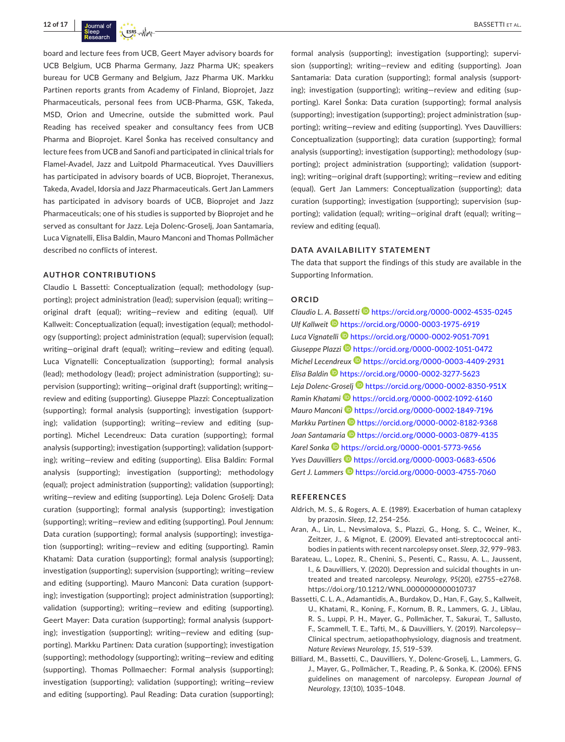board and lecture fees from UCB, Geert Mayer advisory boards for UCB Belgium, UCB Pharma Germany, Jazz Pharma UK; speakers bureau for UCB Germany and Belgium, Jazz Pharma UK. Markku Partinen reports grants from Academy of Finland, Bioprojet, Jazz Pharmaceuticals, personal fees from UCB-Pharma, GSK, Takeda, MSD, Orion and Umecrine, outside the submitted work. Paul Reading has received speaker and consultancy fees from UCB Pharma and Bioprojet. Karel Šonka has received consultancy and lecture fees from UCB and Sanofi and participated in clinical trials for Flamel-Avadel, Jazz and Luitpold Pharmaceutical. Yves Dauvilliers has participated in advisory boards of UCB, Bioprojet, Theranexus, Takeda, Avadel, Idorsia and Jazz Pharmaceuticals. Gert Jan Lammers has participated in advisory boards of UCB, Bioprojet and Jazz Pharmaceuticals; one of his studies is supported by Bioprojet and he served as consultant for Jazz. Leja Dolenc-Groselj, Joan Santamaria, Luca Vignatelli, Elisa Baldin, Mauro Manconi and Thomas Pollmächer described no conflicts of interest.

## AUTHOR CONTRIBUTIONS

Claudio L Bassetti: Conceptualization (equal); methodology (supporting); project administration (lead); supervision (equal); writing—original draft (equal); writing—review and editing (equal). Ulf Kallweit: Conceptualization (equal); investigation (equal); methodology (supporting); project administration (equal); supervision (equal); writing—original draft (equal); writing—review and editing (equal). Luca Vignatelli: Conceptualization (supporting); formal analysis (lead); methodology (lead); project administration (supporting); supervision (supporting); writing—original draft (supporting); writing—review and editing (supporting). Giuseppe Plazzi: Conceptualization (supporting); formal analysis (supporting); investigation (supporting); validation (supporting); writing—review and editing (supporting). Michel Lecendreux: Data curation (supporting); formal analysis (supporting); investigation (supporting); validation (supporting); writing—review and editing (supporting). Elisa Baldin: Formal analysis (supporting); investigation (supporting); methodology (equal); project administration (supporting); validation (supporting); writing—review and editing (supporting). Leja Dolenc Grošelj: Data curation (supporting); formal analysis (supporting); investigation (supporting); writing—review and editing (supporting). Poul Jennum: Data curation (supporting); formal analysis (supporting); investigation (supporting); writing—review and editing (supporting). Ramin Khatami: Data curation (supporting); formal analysis (supporting); investigation (supporting); supervision (supporting); writing—review and editing (supporting). Mauro Manconi: Data curation (supporting); investigation (supporting); project administration (supporting); validation (supporting); writing—review and editing (supporting). Geert Mayer: Data curation (supporting); formal analysis (supporting); investigation (supporting); writing—review and editing (supporting). Markku Partinen: Data curation (supporting); investigation (supporting); methodology (supporting); writing—review and editing (supporting). Thomas Pollmaecher: Formal analysis (supporting); investigation (supporting); validation (supporting); writing—review and editing (supporting). Paul Reading: Data curation (supporting); formal analysis (supporting); investigation (supporting); supervision (supporting); writing—review and editing (supporting). Joan Santamaria: Data curation (supporting); formal analysis (supporting); investigation (supporting); writing—review and editing (supporting). Karel Šonka: Data curation (supporting); formal analysis (supporting); investigation (supporting); project administration (supporting); writing—review and editing (supporting). Yves Dauvilliers: Conceptualization (supporting); data curation (supporting); formal analysis (supporting); investigation (supporting); methodology (supporting); project administration (supporting); validation (supporting); writing—original draft (supporting); writing—review and editing (equal). Gert Jan Lammers: Conceptualization (supporting); data curation (supporting); investigation (supporting); supervision (supporting); validation (equal); writing—original draft (equal); writing—review and editing (equal).

## DATA AVAILABILITY STATEMENT

The data that support the findings of this study are available in the Supporting Information.

## ORCID

*Claudio L. A. Bassetti* https://orcid.org/0000-0002-4535-0245
*Ulf Kallweit* https://orcid.org/0000-0003-1975-6919
*Luca Vignatelli* https://orcid.org/0000-0002-9051-7091
*Giuseppe Plazzi* https://orcid.org/0000-0002-1051-0472
*Michel Lecendreux* https://orcid.org/0000-0003-4409-2931
*Elisa Baldin* https://orcid.org/0000-0002-3277-5623
*Leja Dolenc-Groselj* https://orcid.org/0000-0002-8350-951X
*Ramin Khatami* https://orcid.org/0000-0002-1092-6160
*Mauro Manconi* https://orcid.org/0000-0002-1849-7196
*Markku Partinen* https://orcid.org/0000-0002-8182-9368
*Joan Santamaria* https://orcid.org/0000-0003-0879-4135
*Karel Sonka* https://orcid.org/0000-0001-5773-9656
*Yves Dauvilliers* https://orcid.org/0000-0003-0683-6506
*Gert J. Lammers* https://orcid.org/0000-0003-4755-7060

## REFERENCES

Aldrich, M. S., & Rogers, A. E. (1989). Exacerbation of human cataplexy by prazosin. *Sleep*, *12*, 254–256.

Aran, A., Lin, L., Nevsimalova, S., Plazzi, G., Hong, S. C., Weiner, K., Zeitzer, J., & Mignot, E. (2009). Elevated anti-streptococcal antibodies in patients with recent narcolepsy onset. *Sleep*, *32*, 979–983.

Barateau, L., Lopez, R., Chenini, S., Pesenti, C., Rassu, A. L., Jaussent, I., & Dauvilliers, Y. (2020). Depression and suicidal thoughts in untreated and treated narcolepsy. *Neurology*, *95*(20), e2755–e2768. https://doi.org/10.1212/WNL.0000000000010737

Bassetti, C. L. A., Adamantidis, A., Burdakov, D., Han, F., Gay, S., Kallweit, U., Khatami, R., Koning, F., Kornum, B. R., Lammers, G. J., Liblau, R. S., Luppi, P. H., Mayer, G., Pollmächer, T., Sakurai, T., Sallusto, F., Scammell, T. E., Tafti, M., & Dauvilliers, Y. (2019). Narcolepsy—Clinical spectrum, aetiopathophysiology, diagnosis and treatment. *Nature Reviews Neurology*, *15*, 519–539.

Billiard, M., Bassetti, C., Dauvilliers, Y., Dolenc-Groselj, L., Lammers, G. J., Mayer, G., Pollmächer, T., Reading, P., & Sonka, K. (2006). EFNS guidelines on management of narcolepsy. *European Journal of Neurology*, *13*(10), 1035–1048.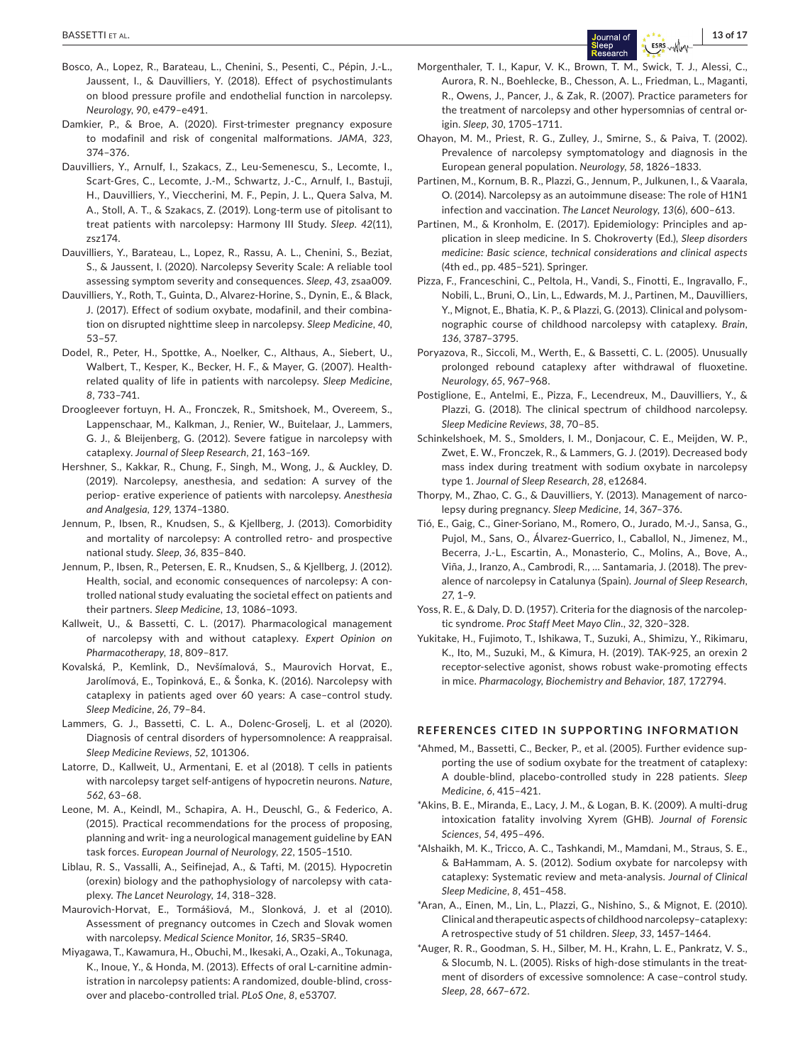Bosco, A., Lopez, R., Barateau, L., Chenini, S., Pesenti, C., Pépin, J.-L., Jaussent, I., & Dauvilliers, Y. (2018). Effect of psychostimulants on blood pressure profile and endothelial function in narcolepsy. *Neurology*, *90*, e479–e491.

Damkier, P., & Broe, A. (2020). First-trimester pregnancy exposure to modafinil and risk of congenital malformations. *JAMA*, *323*, 374–376.

Dauvilliers, Y., Arnulf, I., Szakacs, Z., Leu-Semenescu, S., Lecomte, I., Scart-Gres, C., Lecomte, J.-M., Schwartz, J.-C., Arnulf, I., Bastuji, H., Dauvilliers, Y., Vieccherini, M. F., Pepin, J. L., Quera Salva, M. A., Stoll, A. T., & Szakacs, Z. (2019). Long-term use of pitolisant to treat patients with narcolepsy: Harmony III Study. *Sleep*. *42*(11), zsz174.

Dauvilliers, Y., Barateau, L., Lopez, R., Rassu, A. L., Chenini, S., Beziat, S., & Jaussent, I. (2020). Narcolepsy Severity Scale: A reliable tool assessing symptom severity and consequences. *Sleep*, *43*, zsaa009.

Dauvilliers, Y., Roth, T., Guinta, D., Alvarez-Horine, S., Dynin, E., & Black, J. (2017). Effect of sodium oxybate, modafinil, and their combination on disrupted nighttime sleep in narcolepsy. *Sleep Medicine*, *40*, 53–57.

Dodel, R., Peter, H., Spottke, A., Noelker, C., Althaus, A., Siebert, U., Walbert, T., Kesper, K., Becker, H. F., & Mayer, G. (2007). Health-related quality of life in patients with narcolepsy. *Sleep Medicine*, *8*, 733–741.

Droogleever fortuyn, H. A., Fronczek, R., Smitshoek, M., Overeem, S., Lappenschaar, M., Kalkman, J., Renier, W., Buitelaar, J., Lammers, G. J., & Bleijenberg, G. (2012). Severe fatigue in narcolepsy with cataplexy. *Journal of Sleep Research*, *21*, 163–169.

Hershner, S., Kakkar, R., Chung, F., Singh, M., Wong, J., & Auckley, D. (2019). Narcolepsy, anesthesia, and sedation: A survey of the periop- erative experience of patients with narcolepsy. *Anesthesia and Analgesia*, *129*, 1374–1380.

Jennum, P., Ibsen, R., Knudsen, S., & Kjellberg, J. (2013). Comorbidity and mortality of narcolepsy: A controlled retro- and prospective national study. *Sleep*, *36*, 835–840.

Jennum, P., Ibsen, R., Petersen, E. R., Knudsen, S., & Kjellberg, J. (2012). Health, social, and economic consequences of narcolepsy: A controlled national study evaluating the societal effect on patients and their partners. *Sleep Medicine*, *13*, 1086–1093.

Kallweit, U., & Bassetti, C. L. (2017). Pharmacological management of narcolepsy with and without cataplexy. *Expert Opinion on Pharmacotherapy*, *18*, 809–817.

Kovalská, P., Kemlink, D., Nevšímalová, S., Maurovich Horvat, E., Jarolímová, E., Topinková, E., & Šonka, K. (2016). Narcolepsy with cataplexy in patients aged over 60 years: A case–control study. *Sleep Medicine*, *26*, 79–84.

Lammers, G. J., Bassetti, C. L. A., Dolenc-Groselj, L. et al (2020). Diagnosis of central disorders of hypersomnolence: A reappraisal. *Sleep Medicine Reviews*, *52*, 101306.

Latorre, D., Kallweit, U., Armentani, E. et al (2018). T cells in patients with narcolepsy target self-antigens of hypocretin neurons. *Nature*, *562*, 63–68.

Leone, M. A., Keindl, M., Schapira, A. H., Deuschl, G., & Federico, A. (2015). Practical recommendations for the process of proposing, planning and writ- ing a neurological management guideline by EAN task forces. *European Journal of Neurology*, *22*, 1505–1510.

Liblau, R. S., Vassalli, A., Seifinejad, A., & Tafti, M. (2015). Hypocretin (orexin) biology and the pathophysiology of narcolepsy with cataplexy. *The Lancet Neurology*, *14*, 318–328.

Maurovich-Horvat, E., Tormášiová, M., Slonková, J. et al (2010). Assessment of pregnancy outcomes in Czech and Slovak women with narcolepsy. *Medical Science Monitor*, *16*, SR35–SR40.

Miyagawa, T., Kawamura, H., Obuchi, M., Ikesaki, A., Ozaki, A., Tokunaga, K., Inoue, Y., & Honda, M. (2013). Effects of oral L-carnitine administration in narcolepsy patients: A randomized, double-blind, cross-over and placebo-controlled trial. *PLoS One*, *8*, e53707.

Morgenthaler, T. I., Kapur, V. K., Brown, T. M., Swick, T. J., Alessi, C., Aurora, R. N., Boehlecke, B., Chesson, A. L., Friedman, L., Maganti, R., Owens, J., Pancer, J., & Zak, R. (2007). Practice parameters for the treatment of narcolepsy and other hypersomnias of central origin. *Sleep*, *30*, 1705–1711.

Ohayon, M. M., Priest, R. G., Zulley, J., Smirne, S., & Paiva, T. (2002). Prevalence of narcolepsy symptomatology and diagnosis in the European general population. *Neurology*, *58*, 1826–1833.

Partinen, M., Kornum, B. R., Plazzi, G., Jennum, P., Julkunen, I., & Vaarala, O. (2014). Narcolepsy as an autoimmune disease: The role of H1N1 infection and vaccination. *The Lancet Neurology*, *13*(6), 600–613.

Partinen, M., & Kronholm, E. (2017). Epidemiology: Principles and application in sleep medicine. In S. Chokroverty (Ed.), *Sleep disorders medicine: Basic science, technical considerations and clinical aspects* (4th ed., pp. 485–521). Springer.

Pizza, F., Franceschini, C., Peltola, H., Vandi, S., Finotti, E., Ingravallo, F., Nobili, L., Bruni, O., Lin, L., Edwards, M. J., Partinen, M., Dauvilliers, Y., Mignot, E., Bhatia, K. P., & Plazzi, G. (2013). Clinical and polysomnographic course of childhood narcolepsy with cataplexy. *Brain*, *136*, 3787–3795.

Poryazova, R., Siccoli, M., Werth, E., & Bassetti, C. L. (2005). Unusually prolonged rebound cataplexy after withdrawal of fluoxetine. *Neurology*, *65*, 967–968.

Postiglione, E., Antelmi, E., Pizza, F., Lecendreux, M., Dauvilliers, Y., & Plazzi, G. (2018). The clinical spectrum of childhood narcolepsy. *Sleep Medicine Reviews*, *38*, 70–85.

Schinkelshoek, M. S., Smolders, I. M., Donjacour, C. E., Meijden, W. P., Zwet, E. W., Fronczek, R., & Lammers, G. J. (2019). Decreased body mass index during treatment with sodium oxybate in narcolepsy type 1. *Journal of Sleep Research*, *28*, e12684.

Thorpy, M., Zhao, C. G., & Dauvilliers, Y. (2013). Management of narcolepsy during pregnancy. *Sleep Medicine*, *14*, 367–376.

Tió, E., Gaig, C., Giner-Soriano, M., Romero, O., Jurado, M.-J., Sansa, G., Pujol, M., Sans, O., Álvarez-Guerrico, I., Caballol, N., Jimenez, M., Becerra, J.-L., Escartin, A., Monasterio, C., Molins, A., Bove, A., Viña, J., Iranzo, A., Cambrodi, R., … Santamaria, J. (2018). The prevalence of narcolepsy in Catalunya (Spain). *Journal of Sleep Research*, *27*, 1–9.

Yoss, R. E., & Daly, D. D. (1957). Criteria for the diagnosis of the narcoleptic syndrome. *Proc Staff Meet Mayo Clin.*, *32*, 320–328.

Yukitake, H., Fujimoto, T., Ishikawa, T., Suzuki, A., Shimizu, Y., Rikimaru, K., Ito, M., Suzuki, M., & Kimura, H. (2019). TAK-925, an orexin 2 receptor-selective agonist, shows robust wake-promoting effects in mice. *Pharmacology, Biochemistry and Behavior*, *187*, 172794.

## REFERENCES CITED IN SUPPORTING INFORMATION

*Ahmed, M., Bassetti, C., Becker, P., et al. (2005). Further evidence supporting the use of sodium oxybate for the treatment of cataplexy: A double-blind, placebo-controlled study in 228 patients. *Sleep Medicine*, *6*, 415–421.

*Akins, B. E., Miranda, E., Lacy, J. M., & Logan, B. K. (2009). A multi-drug intoxication fatality involving Xyrem (GHB). *Journal of Forensic Sciences*, *54*, 495–496.

*Alshaikh, M. K., Tricco, A. C., Tashkandi, M., Mamdani, M., Straus, S. E., & BaHammam, A. S. (2012). Sodium oxybate for narcolepsy with cataplexy: Systematic review and meta-analysis. *Journal of Clinical Sleep Medicine*, *8*, 451–458.

*Aran, A., Einen, M., Lin, L., Plazzi, G., Nishino, S., & Mignot, E. (2010). Clinical and therapeutic aspects of childhood narcolepsy–cataplexy: A retrospective study of 51 children. *Sleep*, *33*, 1457–1464.

*Auger, R. R., Goodman, S. H., Silber, M. H., Krahn, L. E., Pankratz, V. S., & Slocumb, N. L. (2005). Risks of high-dose stimulants in the treatment of disorders of excessive somnolence: A case–control study. *Sleep*, *28*, 667–672.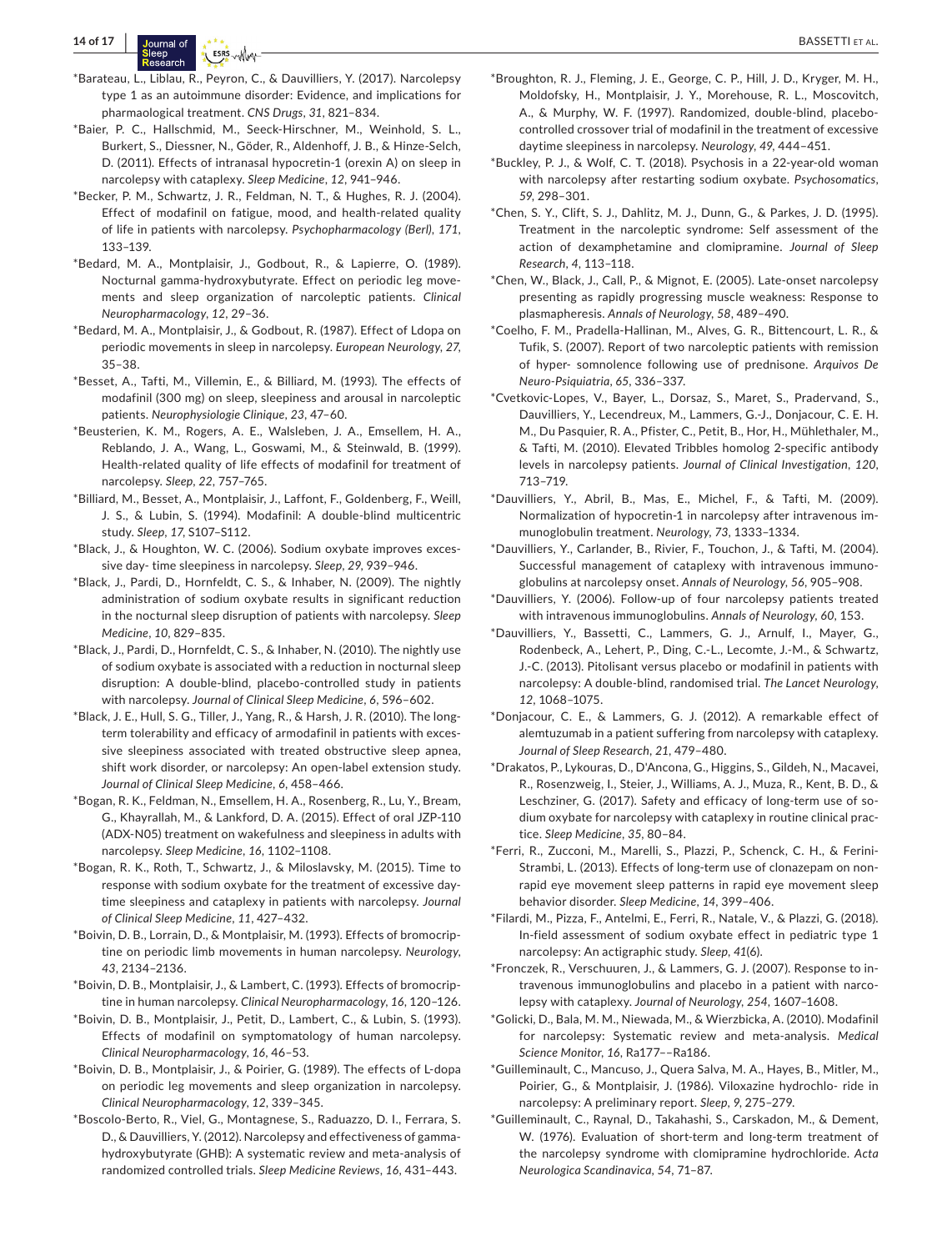*Barateau, L., Liblau, R., Peyron, C., & Dauvilliers, Y. (2017). Narcolepsy type 1 as an autoimmune disorder: Evidence, and implications for pharmacological treatment. *CNS Drugs*, *31*, 821–834.

*Baier, P. C., Hallschmid, M., Seeck-Hirschner, M., Weinhold, S. L., Burkert, S., Diessner, N., Göder, R., Aldenhoff, J. B., & Hinze-Selch, D. (2011). Effects of intranasal hypocretin-1 (orexin A) on sleep in narcolepsy with cataplexy. *Sleep Medicine*, *12*, 941–946.

*Becker, P. M., Schwartz, J. R., Feldman, N. T., & Hughes, R. J. (2004). Effect of modafinil on fatigue, mood, and health-related quality of life in patients with narcolepsy. *Psychopharmacology (Berl)*, *171*, 133–139.

*Bedard, M. A., Montplaisir, J., Godbout, R., & Lapierre, O. (1989). Nocturnal gamma-hydroxybutyrate. Effect on periodic leg movements and sleep organization of narcoleptic patients. *Clinical Neuropharmacology*, *12*, 29–36.

*Bedard, M. A., Montplaisir, J., & Godbout, R. (1987). Effect of Ldopa on periodic movements in sleep in narcolepsy. *European Neurology*, *27*, 35–38.

*Besset, A., Tafti, M., Villemin, E., & Billiard, M. (1993). The effects of modafinil (300 mg) on sleep, sleepiness and arousal in narcoleptic patients. *Neurophysiologie Clinique*, *23*, 47–60.

*Beusterien, K. M., Rogers, A. E., Walsleben, J. A., Emsellem, H. A., Reblando, J. A., Wang, L., Goswami, M., & Steinwald, B. (1999). Health-related quality of life effects of modafinil for treatment of narcolepsy. *Sleep*, *22*, 757–765.

*Billiard, M., Besset, A., Montplaisir, J., Laffont, F., Goldenberg, F., Weill, J. S., & Lubin, S. (1994). Modafinil: A double-blind multicentric study. *Sleep*, *17*, S107–S112.

*Black, J., & Houghton, W. C. (2006). Sodium oxybate improves excessive day- time sleepiness in narcolepsy. *Sleep*, *29*, 939–946.

*Black, J., Pardi, D., Hornfeldt, C. S., & Inhaber, N. (2009). The nightly administration of sodium oxybate results in significant reduction in the nocturnal sleep disruption of patients with narcolepsy. *Sleep Medicine*, *10*, 829–835.

*Black, J., Pardi, D., Hornfeldt, C. S., & Inhaber, N. (2010). The nightly use of sodium oxybate is associated with a reduction in nocturnal sleep disruption: A double-blind, placebo-controlled study in patients with narcolepsy. *Journal of Clinical Sleep Medicine*, *6*, 596–602.

*Black, J. E., Hull, S. G., Tiller, J., Yang, R., & Harsh, J. R. (2010). The long-term tolerability and efficacy of armodafinil in patients with excessive sleepiness associated with treated obstructive sleep apnea, shift work disorder, or narcolepsy: An open-label extension study. *Journal of Clinical Sleep Medicine*, *6*, 458–466.

*Bogan, R. K., Feldman, N., Emsellem, H. A., Rosenberg, R., Lu, Y., Bream, G., Khayrallah, M., & Lankford, D. A. (2015). Effect of oral JZP-110 (ADX-N05) treatment on wakefulness and sleepiness in adults with narcolepsy. *Sleep Medicine*, *16*, 1102–1108.

*Bogan, R. K., Roth, T., Schwartz, J., & Miloslavsky, M. (2015). Time to response with sodium oxybate for the treatment of excessive daytime sleepiness and cataplexy in patients with narcolepsy. *Journal of Clinical Sleep Medicine*, *11*, 427–432.

*Boivin, D. B., Lorrain, D., & Montplaisir, M. (1993). Effects of bromocriptine on periodic limb movements in human narcolepsy. *Neurology*, *43*, 2134–2136.

*Boivin, D. B., Montplaisir, J., & Lambert, C. (1993). Effects of bromocriptine in human narcolepsy. *Clinical Neuropharmacology*, *16*, 120–126.

*Boivin, D. B., Montplaisir, J., Petit, D., Lambert, C., & Lubin, S. (1993). Effects of modafinil on symptomatology of human narcolepsy. *Clinical Neuropharmacology*, *16*, 46–53.

*Boivin, D. B., Montplaisir, J., & Poirier, G. (1989). The effects of L-dopa on periodic leg movements and sleep organization in narcolepsy. *Clinical Neuropharmacology*, *12*, 339–345.

*Boscolo-Berto, R., Viel, G., Montagnese, S., Raduazzo, D. I., Ferrara, S. D., & Dauvilliers, Y. (2012). Narcolepsy and effectiveness of gamma-hydroxybutyrate (GHB): A systematic review and meta-analysis of randomized controlled trials. *Sleep Medicine Reviews*, *16*, 431–443.

*Broughton, R. J., Fleming, J. E., George, C. P., Hill, J. D., Kryger, M. H., Moldofsky, H., Montplaisir, J. Y., Morehouse, R. L., Moscovitch, A., & Murphy, W. F. (1997). Randomized, double-blind, placebo-controlled crossover trial of modafinil in the treatment of excessive daytime sleepiness in narcolepsy. *Neurology*, *49*, 444–451.

*Buckley, P. J., & Wolf, C. T. (2018). Psychosis in a 22-year-old woman with narcolepsy after restarting sodium oxybate. *Psychosomatics*, *59*, 298–301.

*Chen, S. Y., Clift, S. J., Dahlitz, M. J., Dunn, G., & Parkes, J. D. (1995). Treatment in the narcoleptic syndrome: Self assessment of the action of dexamphetamine and clomipramine. *Journal of Sleep Research*, *4*, 113–118.

*Chen, W., Black, J., Call, P., & Mignot, E. (2005). Late-onset narcolepsy presenting as rapidly progressing muscle weakness: Response to plasmapheresis. *Annals of Neurology*, *58*, 489–490.

*Coelho, F. M., Pradella-Hallinan, M., Alves, G. R., Bittencourt, L. R., & Tufik, S. (2007). Report of two narcoleptic patients with remission of hyper- somnolence following use of prednisone. *Arquivos De Neuro-Psiquiatria*, *65*, 336–337.

*Cvetkovic-Lopes, V., Bayer, L., Dorsaz, S., Maret, S., Pradervand, S., Dauvilliers, Y., Lecendreux, M., Lammers, G.-J., Donjacour, C. E. H. M., Du Pasquier, R. A., Pfister, C., Petit, B., Hor, H., Mühlethaler, M., & Tafti, M. (2010). Elevated Tribbles homolog 2-specific antibody levels in narcolepsy patients. *Journal of Clinical Investigation*, *120*, 713–719.

*Dauvilliers, Y., Abril, B., Mas, E., Michel, F., & Tafti, M. (2009). Normalization of hypocretin-1 in narcolepsy after intravenous immunoglobulin treatment. *Neurology*, *73*, 1333–1334.

*Dauvilliers, Y., Carlander, B., Rivier, F., Touchon, J., & Tafti, M. (2004). Successful management of cataplexy with intravenous immunoglobulins at narcolepsy onset. *Annals of Neurology*, *56*, 905–908.

*Dauvilliers, Y. (2006). Follow-up of four narcolepsy patients treated with intravenous immunoglobulins. *Annals of Neurology*, *60*, 153.

*Dauvilliers, Y., Bassetti, C., Lammers, G. J., Arnulf, I., Mayer, G., Rodenbeck, A., Lehert, P., Ding, C.-L., Lecomte, J.-M., & Schwartz, J.-C. (2013). Pitolisant versus placebo or modafinil in patients with narcolepsy: A double-blind, randomised trial. *The Lancet Neurology*, *12*, 1068–1075.

*Donjacour, C. E., & Lammers, G. J. (2012). A remarkable effect of alemtuzumab in a patient suffering from narcolepsy with cataplexy. *Journal of Sleep Research*, *21*, 479–480.

*Drakatos, P., Lykouras, D., D'Ancona, G., Higgins, S., Gildeh, N., Macavei, R., Rosenzweig, I., Steier, J., Williams, A. J., Muza, R., Kent, B. D., & Leschziner, G. (2017). Safety and efficacy of long-term use of sodium oxybate for narcolepsy with cataplexy in routine clinical practice. *Sleep Medicine*, *35*, 80–84.

*Ferri, R., Zucconi, M., Marelli, S., Plazzi, P., Schenck, C. H., & Ferini-Strambi, L. (2013). Effects of long-term use of clonazepam on nonrapid eye movement sleep patterns in rapid eye movement sleep behavior disorder. *Sleep Medicine*, *14*, 399–406.

*Filardi, M., Pizza, F., Antelmi, E., Ferri, R., Natale, V., & Plazzi, G. (2018). In-field assessment of sodium oxybate effect in pediatric type 1 narcolepsy: An actigraphic study. *Sleep*, *41*(6).

*Fronczek, R., Verschuuren, J., & Lammers, G. J. (2007). Response to intravenous immunoglobulins and placebo in a patient with narcolepsy with cataplexy. *Journal of Neurology*, *254*, 1607–1608.

*Golicki, D., Bala, M. M., Niewada, M., & Wierzbicka, A. (2010). Modafinil for narcolepsy: Systematic review and meta-analysis. *Medical Science Monitor*, *16*, Ra177––Ra186.

*Guilleminault, C., Mancuso, J., Quera Salva, M. A., Hayes, B., Mitler, M., Poirier, G., & Montplaisir, J. (1986). Viloxazine hydrochlo- ride in narcolepsy: A preliminary report. *Sleep*, *9*, 275–279.

*Guilleminault, C., Raynal, D., Takahashi, S., Carskadon, M., & Dement, W. (1976). Evaluation of short-term and long-term treatment of the narcolepsy syndrome with clomipramine hydrochloride. *Acta Neurologica Scandinavica*, *54*, 71–87.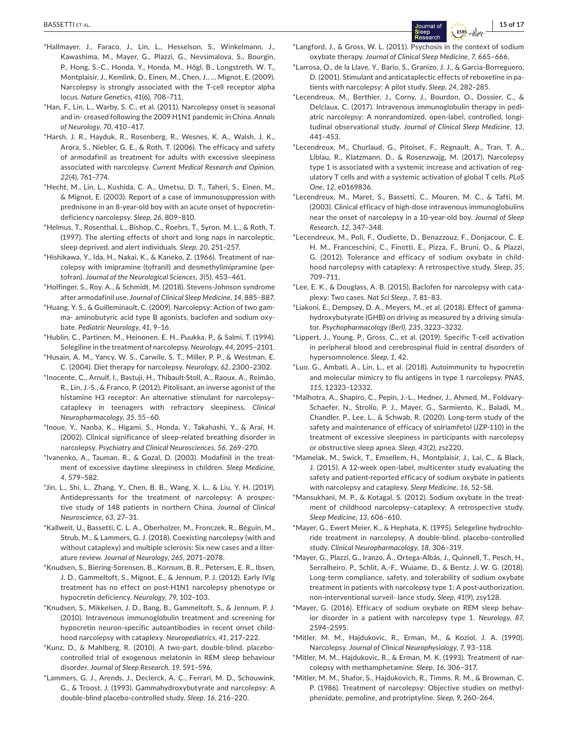*Hallmayer, J., Faraco, J., Lin, L., Hesselson, S., Winkelmann, J., Kawashima, M., Mayer, G., Plazzi, G., Nevsimalova, S., Bourgin, P., Hong, S.-C., Honda, Y., Honda, M., Högl, B., Longstreth, W. T., Montplaisir, J., Kemlink, D., Einen, M., Chen, J., … Mignot, E. (2009). Narcolepsy is strongly associated with the T-cell receptor alpha locus. *Nature Genetics*, *41*(6), 708–711.

*Han, F., Lin, L., Warby, S. C., et al. (2011). Narcolepsy onset is seasonal and in- creased following the 2009 H1N1 pandemic in China. *Annals of Neurology*, *70*, 410–417.

*Harsh, J. R., Hayduk, R., Rosenberg, R., Wesnes, K. A., Walsh, J. K., Arora, S., Niebler, G. E., & Roth, T. (2006). The efficacy and safety of armodafinil as treatment for adults with excessive sleepiness associated with narcolepsy. *Current Medical Research and Opinion*, *22*(4), 761–774.

*Hecht, M., Lin, L., Kushida, C. A., Umetsu, D. T., Taheri, S., Einen, M., & Mignot, E. (2003). Report of a case of immunosuppression with prednisone in an 8-year-old boy with an acute onset of hypocretin-deficiency narcolepsy. *Sleep*, *26*, 809–810.

*Helmus, T., Rosenthal, L., Bishop, C., Roehrs, T., Syron, M. L., & Roth, T. (1997). The alerting effects of short and long naps in narcoleptic, sleep deprived, and alert individuals. *Sleep*, *20*, 251–257.

*Hishikawa, Y., Ida, H., Nakai, K., & Kaneko, Z. (1966). Treatment of narcolepsy with imipramine (tofranil) and desmethylimipramine (pertofran). *Journal of the Neurological Sciences*, *3*(5), 453–461.

*Holfinger, S., Roy, A., & Schmidt, M. (2018). Stevens-Johnson syndrome after armodafinil use. *Journal of Clinical Sleep Medicine*, *14*, 885–887.

*Huang, Y. S., & Guilleminault, C. (2009). Narcolepsy: Action of two gamma- aminobutyric acid type B agonists, baclofen and sodium oxybate. *Pediatric Neurology*, *41*, 9–16.

*Hublin, C., Partinen, M., Heinonen, E. H., Puukka, P., & Salmi, T. (1994). Selegiline in the treatment of narcolepsy. *Neurology*, *44*, 2095–2101.

*Husain, A. M., Yancy, W. S., Carwile, S. T., Miller, P. P., & Westman, E. C. (2004). Diet therapy for narcolepsy. *Neurology*, *62*, 2300–2302.

*Inocente, C., Arnulf, I., Bastuji, H., Thibault-Stoll, A., Raoux, A., Reimão, R., Lin, J.-S., & Franco, P. (2012). Pitolisant, an inverse agonist of the histamine H3 receptor: An alternative stimulant for narcolepsy–cataplexy in teenagers with refractory sleepiness. *Clinical Neuropharmacology*, *35*, 55–60.

*Inoue, Y., Nanba, K., Higami, S., Honda, Y., Takahashi, Y., & Arai, H. (2002). Clinical significance of sleep-related breathing disorder in narcolepsy. *Psychiatry and Clinical Neurosciences*, *56*, 269–270.

*Ivanenko, A., Tauman, R., & Gozal, D. (2003). Modafinil in the treatment of excessive daytime sleepiness in children. *Sleep Medicine*, *4*, 579–582.

*Jin, L., Shi, L., Zhang, Y., Chen, B. B., Wang, X. L., & Liu, Y. H. (2019). Antidepressants for the treatment of narcolepsy: A prospective study of 148 patients in northern China. *Journal of Clinical Neuroscience*, *63*, 27–31.

*Kallweit, U., Bassetti, C. L. A., Oberholzer, M., Fronczek, R., Béguin, M., Strub, M., & Lammers, G. J. (2018). Coexisting narcolepsy (with and without cataplexy) and multiple sclerosis: Six new cases and a literature review. *Journal of Neurology*, *265*, 2071–2078.

*Knudsen, S., Biering-Sorensen, B., Kornum, B. R., Petersen, E. R., Ibsen, J. D., Gammeltoft, S., Mignot, E., & Jennum, P. J. (2012). Early IVIg treatment has no effect on post-H1N1 narcolepsy phenotype or hypocretin deficiency. *Neurology*, *79*, 102–103.

*Knudsen, S., Mikkelsen, J. D., Bang, B., Gammeltoft, S., & Jennum, P. J. (2010). Intravenous immunoglobulin treatment and screening for hypocretin neuron-specific autoantibodies in recent onset childhood narcolepsy with cataplexy. *Neuropediatrics*, *41*, 217–222.

*Kunz, D., & Mahlberg, R. (2010). A two-part, double-blind, placebo-controlled trial of exogenous melatonin in REM sleep behaviour disorder. *Journal of Sleep Research*, *19*, 591–596.

*Lammers, G. J., Arends, J., Declerck, A. C., Ferrari, M. D., Schouwink, G., & Troost, J. (1993). Gammahydroxybutyrate and narcolepsy: A double-blind placebo-controlled study. *Sleep*, *16*, 216–220.

*Langford, J., & Gross, W. L. (2011). Psychosis in the context of sodium oxybate therapy. *Journal of Clinical Sleep Medicine*, *7*, 665–666.

*Larrosa, O., de la Llave, Y., Bario, S., Granizo, J. J., & Garcia-Borreguero, D. (2001). Stimulant and anticataplectic effects of reboxetine in patients with narcolepsy: A pilot study. *Sleep*, *24*, 282–285.

*Lecendreux, M., Berthier, J., Corny, J., Bourdon, O., Dossier, C., & Delclaux, C. (2017). Intravenous immunoglobulin therapy in pediatric narcolepsy: A nonrandomized, open-label, controlled, longitudinal observational study. *Journal of Clinical Sleep Medicine*, *13*, 441–453.

*Lecendreux, M., Churlaud, G., Pitoiset, F., Regnault, A., Tran, T. A., Liblau, R., Klatzmann, D., & Rosenzwajg, M. (2017). Narcolepsy type 1 is associated with a systemic increase and activation of regulatory T cells and with a systemic activation of global T cells. *PLoS One*, *12*, e0169836.

*Lecendreux, M., Maret, S., Bassetti, C., Mouren, M. C., & Tafti, M. (2003). Clinical efficacy of high-dose intravenous immunoglobulins near the onset of narcolepsy in a 10-year-old boy. *Journal of Sleep Research*, *12*, 347–348.

*Lecendreux, M., Poli, F., Oudiette, D., Benazzouz, F., Donjacour, C. E. H. M., Franceschini, C., Finotti, E., Pizza, F., Bruni, O., & Plazzi, G. (2012). Tolerance and efficacy of sodium oxybate in childhood narcolepsy with cataplexy: A retrospective study. *Sleep*, *35*, 709–711.

*Lee, E. K., & Douglass, A. B. (2015). Baclofen for narcolepsy with cataplexy: Two cases. *Nat Sci Sleep.*, *7*, 81–83.

*Liakoni, E., Dempsey, D. A., Meyers, M., et al. (2018). Effect of gamma-hydroxybutyrate (GHB) on driving as measured by a driving simulator. *Psychopharmacology (Berl)*, *235*, 3223–3232.

*Lippert, J., Young, P., Gross, C., et al. (2019). Specific T-cell activation in peripheral blood and cerebrospinal fluid in central disorders of hypersomnolence. *Sleep*, *1*, 42.

*Luo, G., Ambati, A., Lin, L., et al. (2018). Autoimmunity to hypocretin and molecular mimicry to flu antigens in type 1 narcolepsy. *PNAS*, *115*, 12323–12332.

*Malhotra, A., Shapiro, C., Pepin, J.-L., Hedner, J., Ahmed, M., Foldvary-Schaefer, N., Strollo, P. J., Mayer, G., Sarmiento, K., Baladi, M., Chandler, P., Lee, L., & Schwab, R. (2020). Long-term study of the safety and maintenance of efficacy of solriamfetol (JZP-110) in the treatment of excessive sleepiness in participants with narcolepsy or obstructive sleep apnea. *Sleep*, *43*(2), zsz220.

*Mamelak, M., Swick, T., Emsellem, H., Montplaisir, J., Lai, C., & Black, J. (2015). A 12-week open-label, multicenter study evaluating the safety and patient-reported efficacy of sodium oxybate in patients with narcolepsy and cataplexy. *Sleep Medicine*, *16*, 52–58.

*Mansukhani, M. P., & Kotagal, S. (2012). Sodium oxybate in the treatment of childhood narcolepsy–cataplexy: A retrospective study. *Sleep Medicine*, *13*, 606–610.

*Mayer, G., Ewert Meier, K., & Hephata, K. (1995). Selegeline hydrochloride treatment in narcolepsy. A double-blind, placebo-controlled study. *Clinical Neuropharmacology*, *18*, 306–319.

*Mayer, G., Plazzi, G., Iranzo, Á., Ortega-Albás, J., Quinnell, T., Pesch, H., Serralheiro, P., Schlit, A.-F., Wuiame, D., & Bentz, J. W. G. (2018). Long-term compliance, safety, and tolerability of sodium oxybate treatment in patients with narcolepsy type 1: A post-authorization, non-interventional surveil- lance study. *Sleep*, *41*(9), zsy128.

*Mayer, G. (2016). Efficacy of sodium oxybate on REM sleep behavior disorder in a patient with narcolepsy type 1. *Neurology*, *87*, 2594–2595.

*Mitler, M. M., Hajdukovic, R., Erman, M., & Koziol, J. A. (1990). Narcolepsy. *Journal of Clinical Neurophysiology*, *7*, 93–118.

*Mitler, M. M., Hajdukovic, R., & Erman, M. K. (1993). Treatment of narcolepsy with methamphetamine. *Sleep*, *16*, 306–317.

*Mitler, M. M., Shafor, S., Hajdukovich, R., Timms, R. M., & Browman, C. P. (1986). Treatment of narcolepsy: Objective studies on methylphenidate, pemoline, and protriptyline. *Sleep*, *9*, 260–264.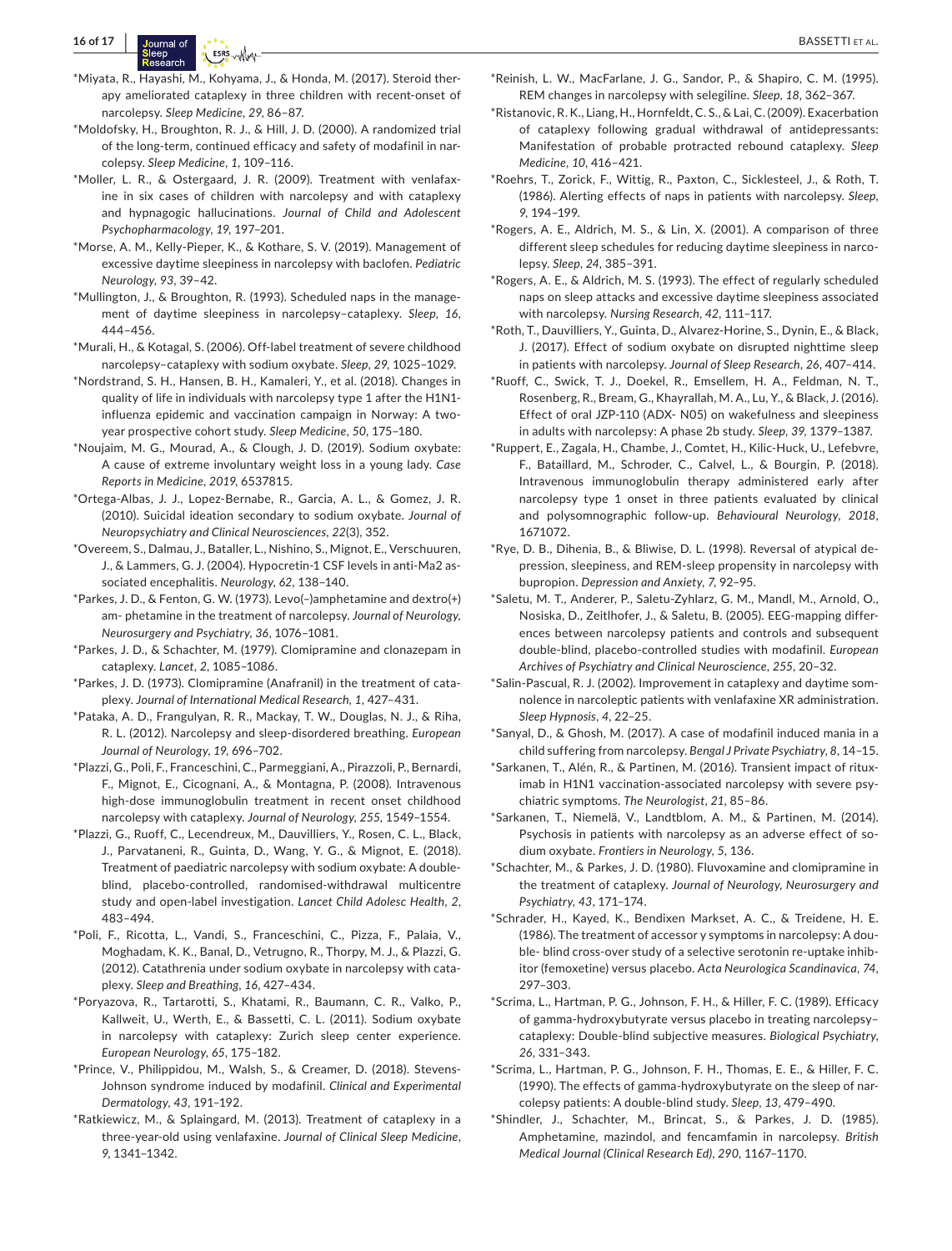*Miyata, R., Hayashi, M., Kohyama, J., & Honda, M. (2017). Steroid therapy ameliorated cataplexy in three children with recent-onset of narcolepsy. *Sleep Medicine*, *29*, 86–87.

*Moldofsky, H., Broughton, R. J., & Hill, J. D. (2000). A randomized trial of the long-term, continued efficacy and safety of modafinil in narcolepsy. *Sleep Medicine*, *1*, 109–116.

*Moller, L. R., & Ostergaard, J. R. (2009). Treatment with venlafaxine in six cases of children with narcolepsy and with cataplexy and hypnagogic hallucinations. *Journal of Child and Adolescent Psychopharmacology*, *19*, 197–201.

*Morse, A. M., Kelly-Pieper, K., & Kothare, S. V. (2019). Management of excessive daytime sleepiness in narcolepsy with baclofen. *Pediatric Neurology*, *93*, 39–42.

*Mullington, J., & Broughton, R. (1993). Scheduled naps in the management of daytime sleepiness in narcolepsy–cataplexy. *Sleep*, *16*, 444–456.

*Murali, H., & Kotagal, S. (2006). Off-label treatment of severe childhood narcolepsy–cataplexy with sodium oxybate. *Sleep*, *29*, 1025–1029.

*Nordstrand, S. H., Hansen, B. H., Kamaleri, Y., et al. (2018). Changes in quality of life in individuals with narcolepsy type 1 after the H1N1-influenza epidemic and vaccination campaign in Norway: A two-year prospective cohort study. *Sleep Medicine*, *50*, 175–180.

*Noujaim, M. G., Mourad, A., & Clough, J. D. (2019). Sodium oxybate: A cause of extreme involuntary weight loss in a young lady. *Case Reports in Medicine*, *2019*, 6537815.

*Ortega-Albas, J. J., Lopez-Bernabe, R., Garcia, A. L., & Gomez, J. R. (2010). Suicidal ideation secondary to sodium oxybate. *Journal of Neuropsychiatry and Clinical Neurosciences*, *22*(3), 352.

*Overeem, S., Dalmau, J., Bataller, L., Nishino, S., Mignot, E., Verschuuren, J., & Lammers, G. J. (2004). Hypocretin-1 CSF levels in anti-Ma2 associated encephalitis. *Neurology*, *62*, 138–140.

*Parkes, J. D., & Fenton, G. W. (1973). Levo(–)amphetamine and dextro(+) am- phetamine in the treatment of narcolepsy. *Journal of Neurology, Neurosurgery and Psychiatry*, *36*, 1076–1081.

*Parkes, J. D., & Schachter, M. (1979). Clomipramine and clonazepam in cataplexy. *Lancet*, *2*, 1085–1086.

*Parkes, J. D. (1973). Clomipramine (Anafranil) in the treatment of cataplexy. *Journal of International Medical Research*, *1*, 427–431.

*Pataka, A. D., Frangulyan, R. R., Mackay, T. W., Douglas, N. J., & Riha, R. L. (2012). Narcolepsy and sleep-disordered breathing. *European Journal of Neurology*, *19*, 696–702.

*Plazzi, G., Poli, F., Franceschini, C., Parmeggiani, A., Pirazzoli, P., Bernardi, F., Mignot, E., Cicognani, A., & Montagna, P. (2008). Intravenous high-dose immunoglobulin treatment in recent onset childhood narcolepsy with cataplexy. *Journal of Neurology*, *255*, 1549–1554.

*Plazzi, G., Ruoff, C., Lecendreux, M., Dauvilliers, Y., Rosen, C. L., Black, J., Parvataneni, R., Guinta, D., Wang, Y. G., & Mignot, E. (2018). Treatment of paediatric narcolepsy with sodium oxybate: A double-blind, placebo-controlled, randomised-withdrawal multicentre study and open-label investigation. *Lancet Child Adolesc Health*, *2*, 483–494.

*Poli, F., Ricotta, L., Vandi, S., Franceschini, C., Pizza, F., Palaia, V., Moghadam, K. K., Banal, D., Vetrugno, R., Thorpy, M. J., & Plazzi, G. (2012). Catathrenia under sodium oxybate in narcolepsy with cataplexy. *Sleep and Breathing*, *16*, 427–434.

*Poryazova, R., Tartarotti, S., Khatami, R., Baumann, C. R., Valko, P., Kallweit, U., Werth, E., & Bassetti, C. L. (2011). Sodium oxybate in narcolepsy with cataplexy: Zurich sleep center experience. *European Neurology*, *65*, 175–182.

*Prince, V., Philippidou, M., Walsh, S., & Creamer, D. (2018). Stevens-Johnson syndrome induced by modafinil. *Clinical and Experimental Dermatology*, *43*, 191–192.

*Ratkiewicz, M., & Splaingard, M. (2013). Treatment of cataplexy in a three-year-old using venlafaxine. *Journal of Clinical Sleep Medicine*, *9*, 1341–1342.

*Reinish, L. W., MacFarlane, J. G., Sandor, P., & Shapiro, C. M. (1995). REM changes in narcolepsy with selegiline. *Sleep*, *18*, 362–367.

*Ristanovic, R. K., Liang, H., Hornfeldt, C. S., & Lai, C. (2009). Exacerbation of cataplexy following gradual withdrawal of antidepressants: Manifestation of probable protracted rebound cataplexy. *Sleep Medicine*, *10*, 416–421.

*Roehrs, T., Zorick, F., Wittig, R., Paxton, C., Sicklesteel, J., & Roth, T. (1986). Alerting effects of naps in patients with narcolepsy. *Sleep*, *9*, 194–199.

*Rogers, A. E., Aldrich, M. S., & Lin, X. (2001). A comparison of three different sleep schedules for reducing daytime sleepiness in narcolepsy. *Sleep*, *24*, 385–391.

*Rogers, A. E., & Aldrich, M. S. (1993). The effect of regularly scheduled naps on sleep attacks and excessive daytime sleepiness associated with narcolepsy. *Nursing Research*, *42*, 111–117.

*Roth, T., Dauvilliers, Y., Guinta, D., Alvarez-Horine, S., Dynin, E., & Black, J. (2017). Effect of sodium oxybate on disrupted nighttime sleep in patients with narcolepsy. *Journal of Sleep Research*, *26*, 407–414.

*Ruoff, C., Swick, T. J., Doekel, R., Emsellem, H. A., Feldman, N. T., Rosenberg, R., Bream, G., Khayrallah, M. A., Lu, Y., & Black, J. (2016). Effect of oral JZP-110 (ADX- N05) on wakefulness and sleepiness in adults with narcolepsy: A phase 2b study. *Sleep*, *39*, 1379–1387.

*Ruppert, E., Zagala, H., Chambe, J., Comtet, H., Kilic-Huck, U., Lefebvre, F., Bataillard, M., Schroder, C., Calvel, L., & Bourgin, P. (2018). Intravenous immunoglobulin therapy administered early after narcolepsy type 1 onset in three patients evaluated by clinical and polysomnographic follow-up. *Behavioural Neurology*, *2018*, 1671072.

*Rye, D. B., Dihenia, B., & Bliwise, D. L. (1998). Reversal of atypical depression, sleepiness, and REM-sleep propensity in narcolepsy with bupropion. *Depression and Anxiety*, *7*, 92–95.

*Saletu, M. T., Anderer, P., Saletu-Zyhlarz, G. M., Mandl, M., Arnold, O., Nosiska, D., Zeitlhofer, J., & Saletu, B. (2005). EEG-mapping differences between narcolepsy patients and controls and subsequent double-blind, placebo-controlled studies with modafinil. *European Archives of Psychiatry and Clinical Neuroscience*, *255*, 20–32.

*Salin-Pascual, R. J. (2002). Improvement in cataplexy and daytime somnolence in narcoleptic patients with venlafaxine XR administration. *Sleep Hypnosis*, *4*, 22–25.

*Sanyal, D., & Ghosh, M. (2017). A case of modafinil induced mania in a child suffering from narcolepsy. *Bengal J Private Psychiatry*, *8*, 14–15.

*Sarkanen, T., Alén, R., & Partinen, M. (2016). Transient impact of rituximab in H1N1 vaccination-associated narcolepsy with severe psychiatric symptoms. *The Neurologist*, *21*, 85–86.

*Sarkanen, T., Niemelä, V., Landtblom, A. M., & Partinen, M. (2014). Psychosis in patients with narcolepsy as an adverse effect of sodium oxybate. *Frontiers in Neurology*, *5*, 136.

*Schachter, M., & Parkes, J. D. (1980). Fluvoxamine and clomipramine in the treatment of cataplexy. *Journal of Neurology, Neurosurgery and Psychiatry*, *43*, 171–174.

*Schrader, H., Kayed, K., Bendixen Markset, A. C., & Treidene, H. E. (1986). The treatment of accessor y symptoms in narcolepsy: A double- blind cross-over study of a selective serotonin re-uptake inhibitor (femoxetine) versus placebo. *Acta Neurologica Scandinavica*, *74*, 297–303.

*Scrima, L., Hartman, P. G., Johnson, F. H., & Hiller, F. C. (1989). Efficacy of gamma-hydroxybutyrate versus placebo in treating narcolepsy–cataplexy: Double-blind subjective measures. *Biological Psychiatry*, *26*, 331–343.

*Scrima, L., Hartman, P. G., Johnson, F. H., Thomas, E. E., & Hiller, F. C. (1990). The effects of gamma-hydroxybutyrate on the sleep of narcolepsy patients: A double-blind study. *Sleep*, *13*, 479–490.

*Shindler, J., Schachter, M., Brincat, S., & Parkes, J. D. (1985). Amphetamine, mazindol, and fencamfamin in narcolepsy. *British Medical Journal (Clinical Research Ed)*, *290*, 1167–1170.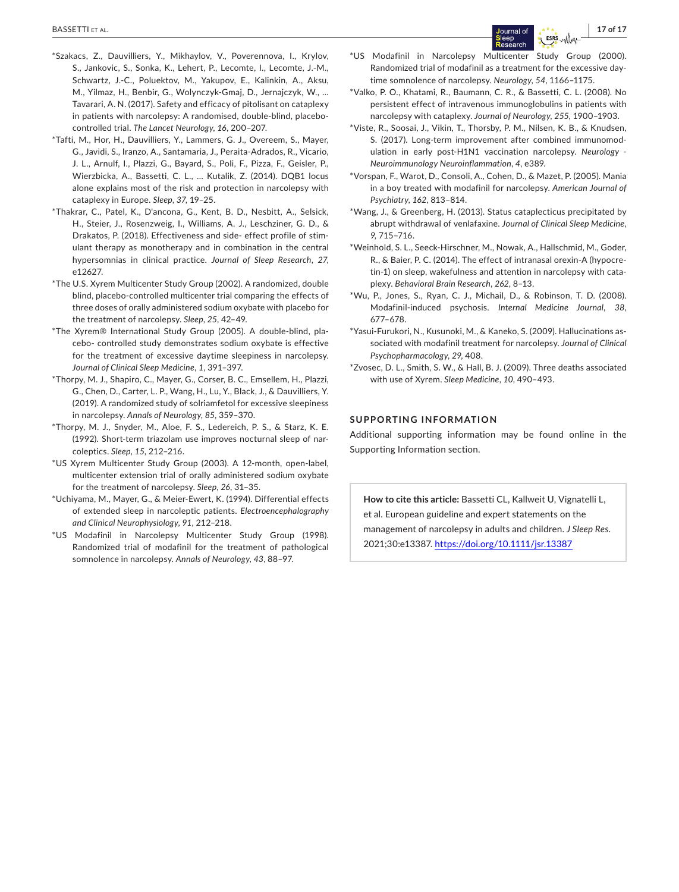*Szakacs, Z., Dauvilliers, Y., Mikhaylov, V., Poverennova, I., Krylov, S., Jankovic, S., Sonka, K., Lehert, P., Lecomte, I., Lecomte, J.-M., Schwartz, J.-C., Poluektov, M., Yakupov, E., Kalinkin, A., Aksu, M., Yilmaz, H., Benbir, G., Wolynczyk-Gmaj, D., Jernajczyk, W., … Tavarari, A. N. (2017). Safety and efficacy of pitolisant on cataplexy in patients with narcolepsy: A randomised, double-blind, placebo-controlled trial. *The Lancet Neurology*, *16*, 200–207.

*Tafti, M., Hor, H., Dauvilliers, Y., Lammers, G. J., Overeem, S., Mayer, G., Javidi, S., Iranzo, A., Santamaria, J., Peraita-Adrados, R., Vicario, J. L., Arnulf, I., Plazzi, G., Bayard, S., Poli, F., Pizza, F., Geisler, P., Wierzbicka, A., Bassetti, C. L., … Kutalik, Z. (2014). DQB1 locus alone explains most of the risk and protection in narcolepsy with cataplexy in Europe. *Sleep*, *37*, 19–25.

*Thakrar, C., Patel, K., D'ancona, G., Kent, B. D., Nesbitt, A., Selsick, H., Steier, J., Rosenzweig, I., Williams, A. J., Leschziner, G. D., & Drakatos, P. (2018). Effectiveness and side- effect profile of stimulant therapy as monotherapy and in combination in the central hypersomnias in clinical practice. *Journal of Sleep Research*, *27*, e12627.

*The U.S. Xyrem Multicenter Study Group (2002). A randomized, double blind, placebo-controlled multicenter trial comparing the effects of three doses of orally administered sodium oxybate with placebo for the treatment of narcolepsy. *Sleep*, *25*, 42–49.

*The Xyrem® International Study Group (2005). A double-blind, placebo- controlled study demonstrates sodium oxybate is effective for the treatment of excessive daytime sleepiness in narcolepsy. *Journal of Clinical Sleep Medicine*, *1*, 391–397.

*Thorpy, M. J., Shapiro, C., Mayer, G., Corser, B. C., Emsellem, H., Plazzi, G., Chen, D., Carter, L. P., Wang, H., Lu, Y., Black, J., & Dauvilliers, Y. (2019). A randomized study of solriamfetol for excessive sleepiness in narcolepsy. *Annals of Neurology*, *85*, 359–370.

*Thorpy, M. J., Snyder, M., Aloe, F. S., Ledereich, P. S., & Starz, K. E. (1992). Short-term triazolam use improves nocturnal sleep of narcoleptics. *Sleep*, *15*, 212–216.

*US Xyrem Multicenter Study Group (2003). A 12-month, open-label, multicenter extension trial of orally administered sodium oxybate for the treatment of narcolepsy. *Sleep*, *26*, 31–35.

*Uchiyama, M., Mayer, G., & Meier-Ewert, K. (1994). Differential effects of extended sleep in narcoleptic patients. *Electroencephalography and Clinical Neurophysiology*, *91*, 212–218.

*US Modafinil in Narcolepsy Multicenter Study Group (1998). Randomized trial of modafinil for the treatment of pathological somnolence in narcolepsy. *Annals of Neurology*, *43*, 88–97.

*US Modafinil in Narcolepsy Multicenter Study Group (2000). Randomized trial of modafinil as a treatment for the excessive daytime somnolence of narcolepsy. *Neurology*, *54*, 1166–1175.

*Valko, P. O., Khatami, R., Baumann, C. R., & Bassetti, C. L. (2008). No persistent effect of intravenous immunoglobulins in patients with narcolepsy with cataplexy. *Journal of Neurology*, *255*, 1900–1903.

*Viste, R., Soosai, J., Vikin, T., Thorsby, P. M., Nilsen, K. B., & Knudsen, S. (2017). Long-term improvement after combined immunomodulation in early post-H1N1 vaccination narcolepsy. *Neurology - Neuroimmunology Neuroinflammation*, *4*, e389.

*Vorspan, F., Warot, D., Consoli, A., Cohen, D., & Mazet, P. (2005). Mania in a boy treated with modafinil for narcolepsy. *American Journal of Psychiatry*, *162*, 813–814.

*Wang, J., & Greenberg, H. (2013). Status cataplecticus precipitated by abrupt withdrawal of venlafaxine. *Journal of Clinical Sleep Medicine*, *9*, 715–716.

*Weinhold, S. L., Seeck-Hirschner, M., Nowak, A., Hallschmid, M., Goder, R., & Baier, P. C. (2014). The effect of intranasal orexin-A (hypocretin-1) on sleep, wakefulness and attention in narcolepsy with cataplexy. *Behavioral Brain Research*, *262*, 8–13.

*Wu, P., Jones, S., Ryan, C. J., Michail, D., & Robinson, T. D. (2008). Modafinil-induced psychosis. *Internal Medicine Journal*, *38*, 677–678.

*Yasui-Furukori, N., Kusunoki, M., & Kaneko, S. (2009). Hallucinations associated with modafinil treatment for narcolepsy. *Journal of Clinical Psychopharmacology*, *29*, 408.

*Zvosec, D. L., Smith, S. W., & Hall, B. J. (2009). Three deaths associated with use of Xyrem. *Sleep Medicine*, *10*, 490–493.

## SUPPORTING INFORMATION

Additional supporting information may be found online in the Supporting Information section.

**How to cite this article:** Bassetti CL, Kallweit U, Vignatelli L, et al. European guideline and expert statements on the management of narcolepsy in adults and children. *J Sleep Res*. 2021;30:e13387. https://doi.org/10.1111/jsr.13387